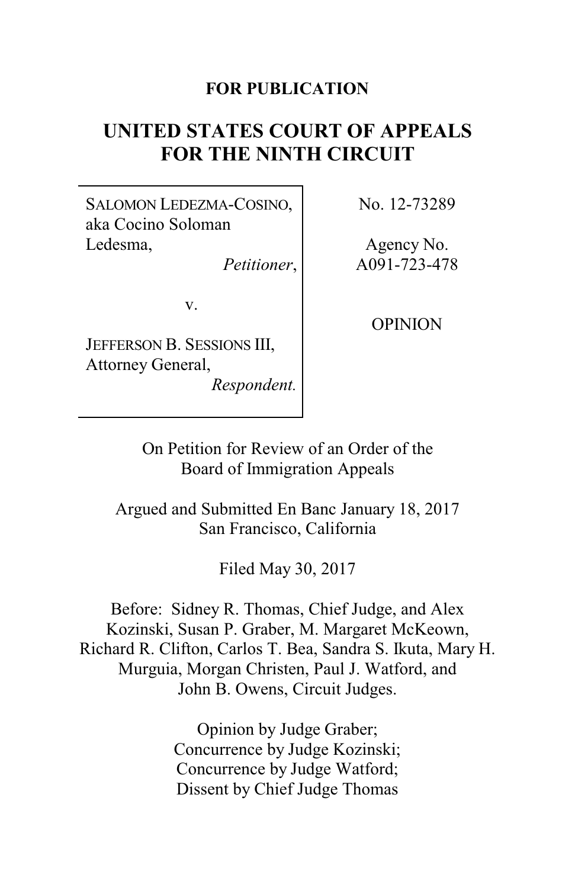**FOR PUBLICATION**

# UNITED STATES COURT OF APPEALS FOR THE NINTH CIRCUIT

| | |
|---|---|
| SALOMON LEDEZMA-COSINO, aka Cocino Soloman Ledesma, *Petitioner*, | No. 12-73289 |
| v. | Agency No. A091-723-478 |
| JEFFERSON B. SESSIONS III, Attorney General, *Respondent.* | OPINION |

On Petition for Review of an Order of the Board of Immigration Appeals

Argued and Submitted En Banc January 18, 2017
San Francisco, California

Filed May 30, 2017

Before: Sidney R. Thomas, Chief Judge, and Alex Kozinski, Susan P. Graber, M. Margaret McKeown, Richard R. Clifton, Carlos T. Bea, Sandra S. Ikuta, Mary H. Murguia, Morgan Christen, Paul J. Watford, and John B. Owens, Circuit Judges.

Opinion by Judge Graber;
Concurrence by Judge Kozinski;
Concurrence by Judge Watford;
Dissent by Chief Judge Thomas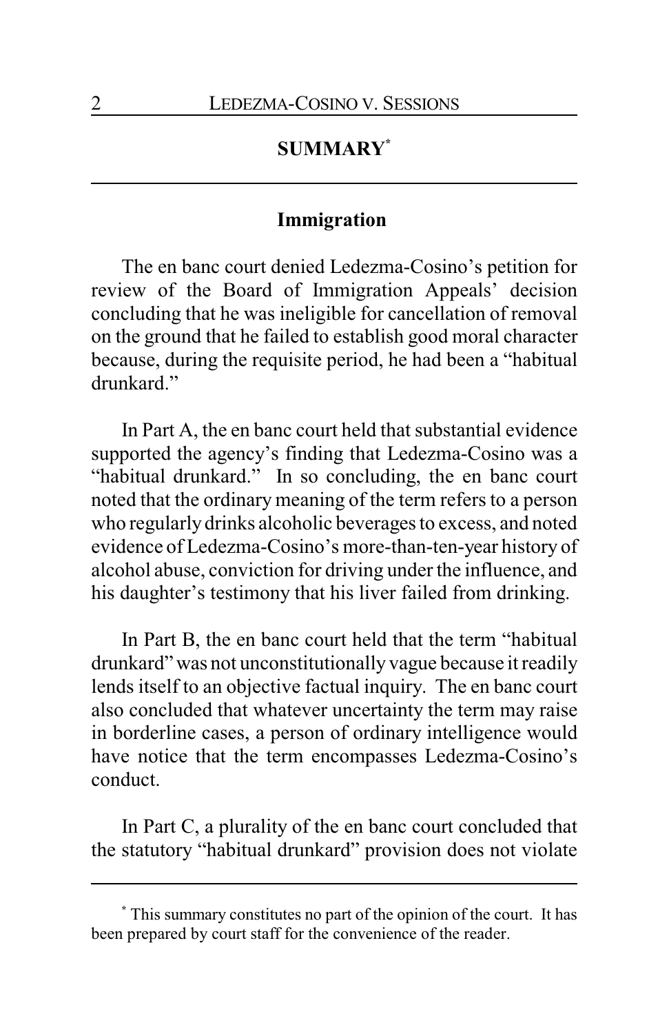## SUMMARY[*]

### Immigration

The en banc court denied Ledezma-Cosino's petition for review of the Board of Immigration Appeals' decision concluding that he was ineligible for cancellation of removal on the ground that he failed to establish good moral character because, during the requisite period, he had been a "habitual drunkard."

In Part A, the en banc court held that substantial evidence supported the agency's finding that Ledezma-Cosino was a "habitual drunkard." In so concluding, the en banc court noted that the ordinary meaning of the term refers to a person who regularly drinks alcoholic beverages to excess, and noted evidence of Ledezma-Cosino's more-than-ten-year history of alcohol abuse, conviction for driving under the influence, and his daughter's testimony that his liver failed from drinking.

In Part B, the en banc court held that the term "habitual drunkard" was not unconstitutionally vague because it readily lends itself to an objective factual inquiry. The en banc court also concluded that whatever uncertainty the term may raise in borderline cases, a person of ordinary intelligence would have notice that the term encompasses Ledezma-Cosino's conduct.

In Part C, a plurality of the en banc court concluded that the statutory "habitual drunkard" provision does not violate

---

[*] This summary constitutes no part of the opinion of the court. It has been prepared by court staff for the convenience of the reader.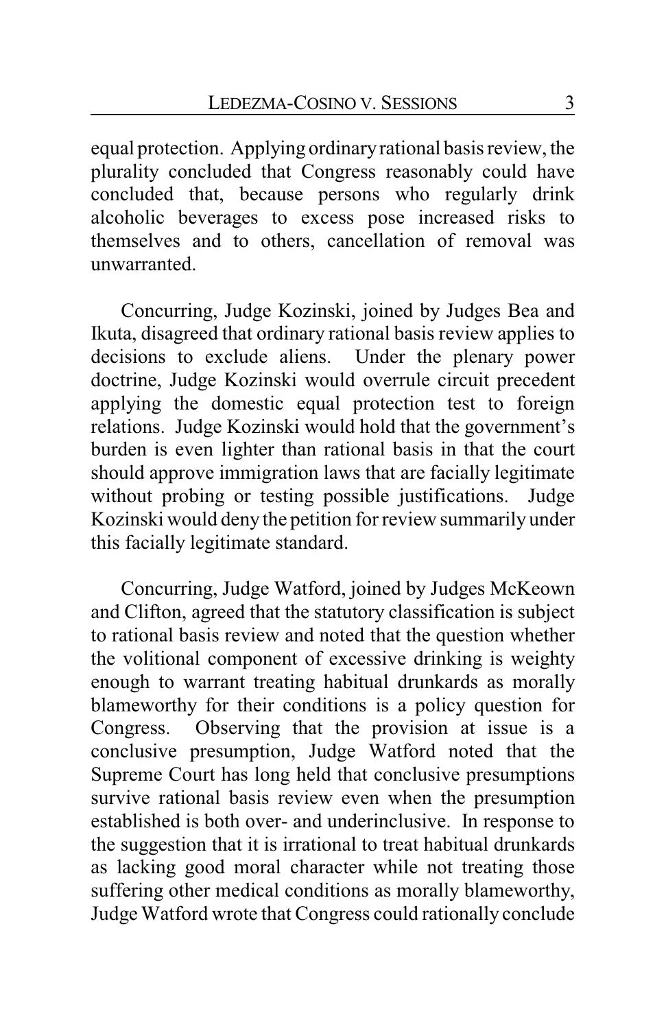equal protection. Applying ordinary rational basis review, the plurality concluded that Congress reasonably could have concluded that, because persons who regularly drink alcoholic beverages to excess pose increased risks to themselves and to others, cancellation of removal was unwarranted.

Concurring, Judge Kozinski, joined by Judges Bea and Ikuta, disagreed that ordinary rational basis review applies to decisions to exclude aliens. Under the plenary power doctrine, Judge Kozinski would overrule circuit precedent applying the domestic equal protection test to foreign relations. Judge Kozinski would hold that the government's burden is even lighter than rational basis in that the court should approve immigration laws that are facially legitimate without probing or testing possible justifications. Judge Kozinski would deny the petition for review summarily under this facially legitimate standard.

Concurring, Judge Watford, joined by Judges McKeown and Clifton, agreed that the statutory classification is subject to rational basis review and noted that the question whether the volitional component of excessive drinking is weighty enough to warrant treating habitual drunkards as morally blameworthy for their conditions is a policy question for Congress. Observing that the provision at issue is a conclusive presumption, Judge Watford noted that the Supreme Court has long held that conclusive presumptions survive rational basis review even when the presumption established is both over- and underinclusive. In response to the suggestion that it is irrational to treat habitual drunkards as lacking good moral character while not treating those suffering other medical conditions as morally blameworthy, Judge Watford wrote that Congress could rationally conclude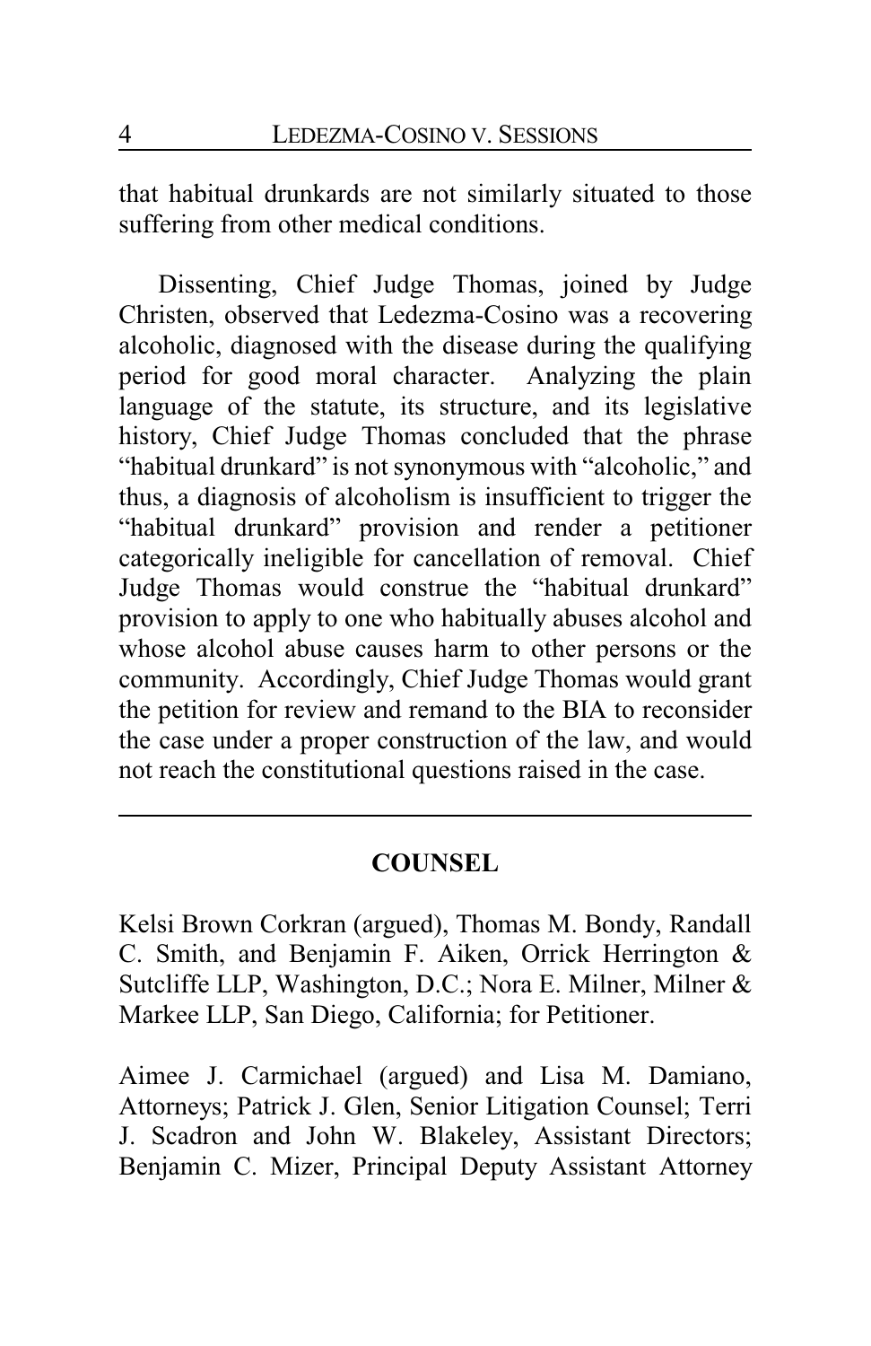that habitual drunkards are not similarly situated to those suffering from other medical conditions.

Dissenting, Chief Judge Thomas, joined by Judge Christen, observed that Ledezma-Cosino was a recovering alcoholic, diagnosed with the disease during the qualifying period for good moral character. Analyzing the plain language of the statute, its structure, and its legislative history, Chief Judge Thomas concluded that the phrase "habitual drunkard" is not synonymous with "alcoholic," and thus, a diagnosis of alcoholism is insufficient to trigger the "habitual drunkard" provision and render a petitioner categorically ineligible for cancellation of removal. Chief Judge Thomas would construe the "habitual drunkard" provision to apply to one who habitually abuses alcohol and whose alcohol abuse causes harm to other persons or the community. Accordingly, Chief Judge Thomas would grant the petition for review and remand to the BIA to reconsider the case under a proper construction of the law, and would not reach the constitutional questions raised in the case.

---

## COUNSEL

Kelsi Brown Corkran (argued), Thomas M. Bondy, Randall C. Smith, and Benjamin F. Aiken, Orrick Herrington & Sutcliffe LLP, Washington, D.C.; Nora E. Milner, Milner & Markee LLP, San Diego, California; for Petitioner.

Aimee J. Carmichael (argued) and Lisa M. Damiano, Attorneys; Patrick J. Glen, Senior Litigation Counsel; Terri J. Scadron and John W. Blakeley, Assistant Directors; Benjamin C. Mizer, Principal Deputy Assistant Attorney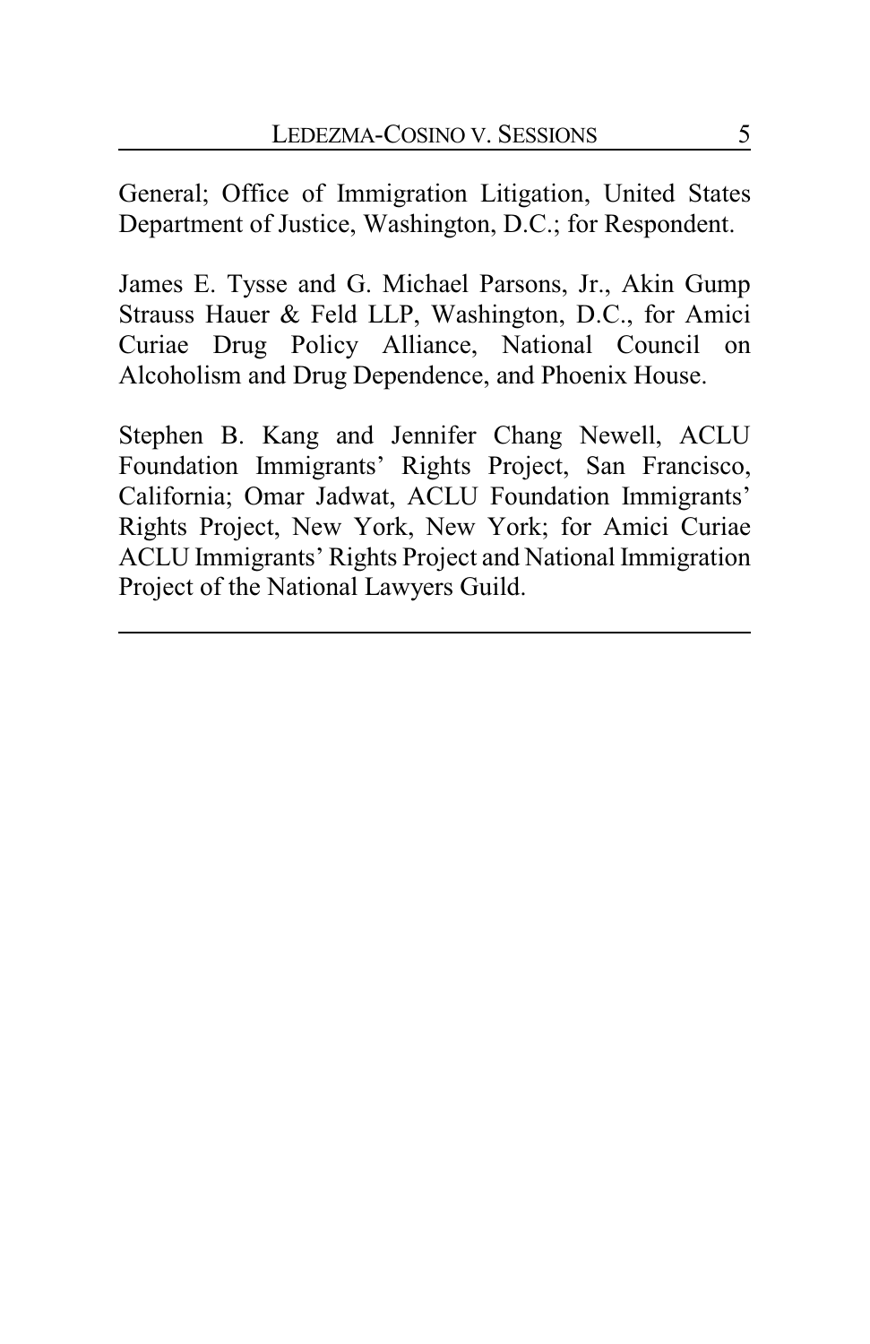General; Office of Immigration Litigation, United States Department of Justice, Washington, D.C.; for Respondent.

James E. Tysse and G. Michael Parsons, Jr., Akin Gump Strauss Hauer & Feld LLP, Washington, D.C., for Amici Curiae Drug Policy Alliance, National Council on Alcoholism and Drug Dependence, and Phoenix House.

Stephen B. Kang and Jennifer Chang Newell, ACLU Foundation Immigrants' Rights Project, San Francisco, California; Omar Jadwat, ACLU Foundation Immigrants' Rights Project, New York, New York; for Amici Curiae ACLU Immigrants' Rights Project and National Immigration Project of the National Lawyers Guild.

---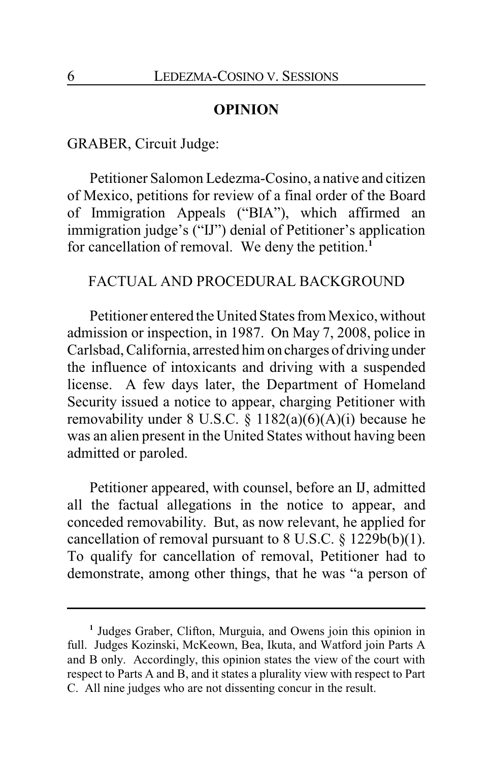## OPINION

GRABER, Circuit Judge:

Petitioner Salomon Ledezma-Cosino, a native and citizen of Mexico, petitions for review of a final order of the Board of Immigration Appeals ("BIA"), which affirmed an immigration judge's ("IJ") denial of Petitioner's application for cancellation of removal. We deny the petition.[1]

### FACTUAL AND PROCEDURAL BACKGROUND

Petitioner entered the United States from Mexico, without admission or inspection, in 1987. On May 7, 2008, police in Carlsbad, California, arrested him on charges of driving under the influence of intoxicants and driving with a suspended license. A few days later, the Department of Homeland Security issued a notice to appear, charging Petitioner with removability under 8 U.S.C. § 1182(a)(6)(A)(i) because he was an alien present in the United States without having been admitted or paroled.

Petitioner appeared, with counsel, before an IJ, admitted all the factual allegations in the notice to appear, and conceded removability. But, as now relevant, he applied for cancellation of removal pursuant to 8 U.S.C. § 1229b(b)(1). To qualify for cancellation of removal, Petitioner had to demonstrate, among other things, that he was "a person of

---

[1] Judges Graber, Clifton, Murguia, and Owens join this opinion in full. Judges Kozinski, McKeown, Bea, Ikuta, and Watford join Parts A and B only. Accordingly, this opinion states the view of the court with respect to Parts A and B, and it states a plurality view with respect to Part C. All nine judges who are not dissenting concur in the result.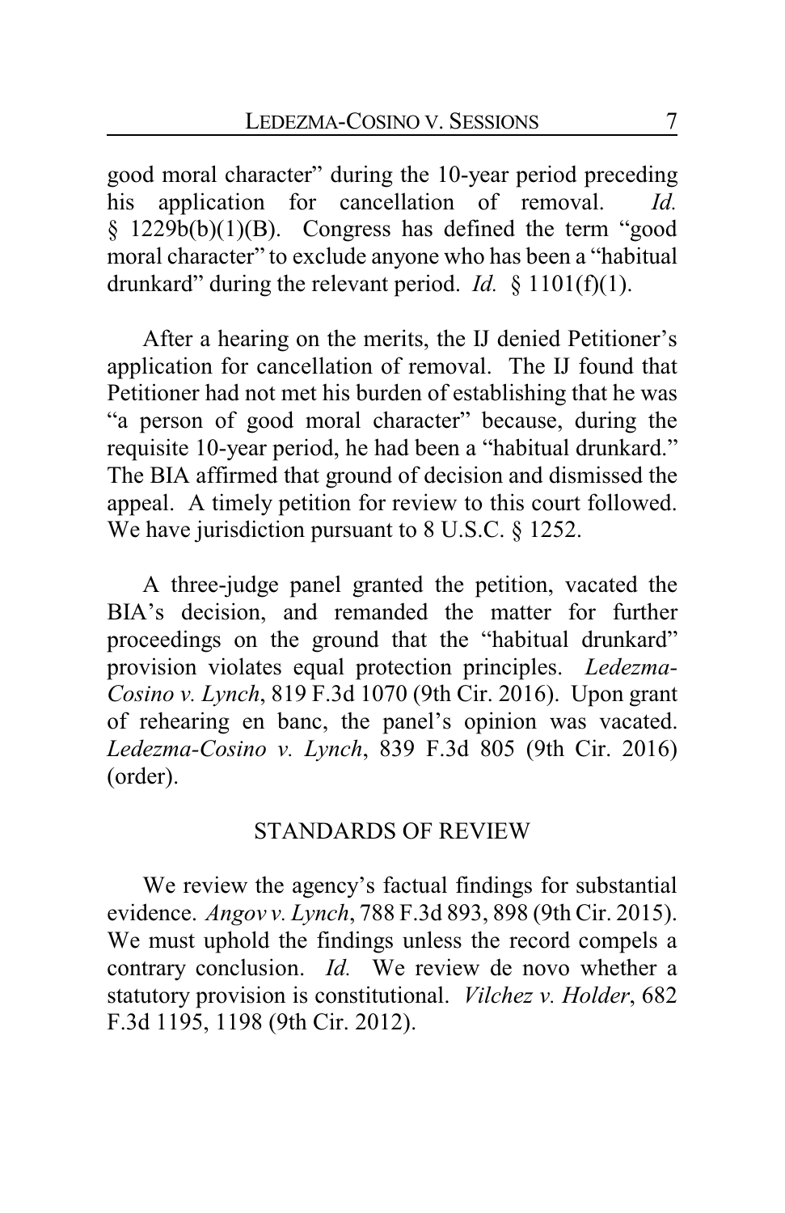good moral character" during the 10-year period preceding his application for cancellation of removal. *Id.* § 1229b(b)(1)(B). Congress has defined the term "good moral character" to exclude anyone who has been a "habitual drunkard" during the relevant period. *Id.* § 1101(f)(1).

After a hearing on the merits, the IJ denied Petitioner's application for cancellation of removal. The IJ found that Petitioner had not met his burden of establishing that he was "a person of good moral character" because, during the requisite 10-year period, he had been a "habitual drunkard." The BIA affirmed that ground of decision and dismissed the appeal. A timely petition for review to this court followed. We have jurisdiction pursuant to 8 U.S.C. § 1252.

A three-judge panel granted the petition, vacated the BIA's decision, and remanded the matter for further proceedings on the ground that the "habitual drunkard" provision violates equal protection principles. *Ledezma-Cosino v. Lynch*, 819 F.3d 1070 (9th Cir. 2016). Upon grant of rehearing en banc, the panel's opinion was vacated. *Ledezma-Cosino v. Lynch*, 839 F.3d 805 (9th Cir. 2016) (order).

## STANDARDS OF REVIEW

We review the agency's factual findings for substantial evidence. *Angov v. Lynch*, 788 F.3d 893, 898 (9th Cir. 2015). We must uphold the findings unless the record compels a contrary conclusion. *Id.* We review de novo whether a statutory provision is constitutional. *Vilchez v. Holder*, 682 F.3d 1195, 1198 (9th Cir. 2012).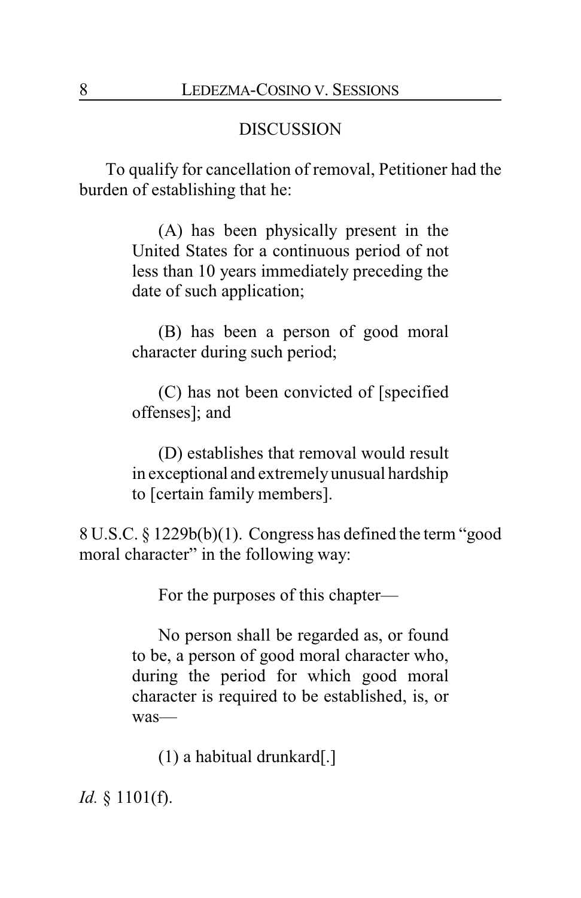## DISCUSSION

To qualify for cancellation of removal, Petitioner had the burden of establishing that he:

> (A) has been physically present in the United States for a continuous period of not less than 10 years immediately preceding the date of such application;
>
> (B) has been a person of good moral character during such period;
>
> (C) has not been convicted of [specified offenses]; and
>
> (D) establishes that removal would result in exceptional and extremely unusual hardship to [certain family members].

8 U.S.C. § 1229b(b)(1). Congress has defined the term "good moral character" in the following way:

> For the purposes of this chapter—
>
> No person shall be regarded as, or found to be, a person of good moral character who, during the period for which good moral character is required to be established, is, or was—
>
> (1) a habitual drunkard[.]

*Id.* § 1101(f).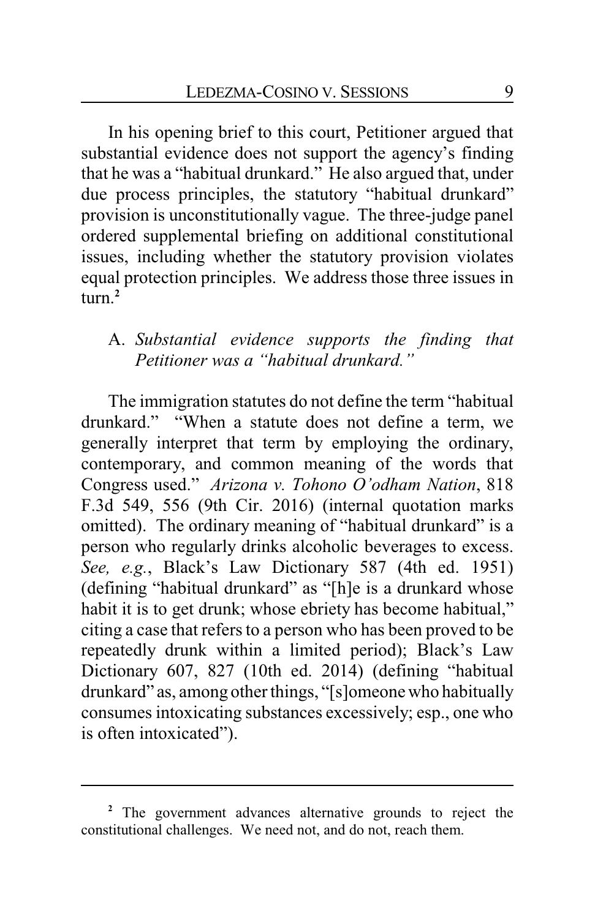In his opening brief to this court, Petitioner argued that substantial evidence does not support the agency's finding that he was a "habitual drunkard." He also argued that, under due process principles, the statutory "habitual drunkard" provision is unconstitutionally vague. The three-judge panel ordered supplemental briefing on additional constitutional issues, including whether the statutory provision violates equal protection principles. We address those three issues in turn.[2]

A. *Substantial evidence supports the finding that Petitioner was a "habitual drunkard."*

The immigration statutes do not define the term "habitual drunkard." "When a statute does not define a term, we generally interpret that term by employing the ordinary, contemporary, and common meaning of the words that Congress used." *Arizona v. Tohono O'odham Nation*, 818 F.3d 549, 556 (9th Cir. 2016) (internal quotation marks omitted). The ordinary meaning of "habitual drunkard" is a person who regularly drinks alcoholic beverages to excess. *See, e.g.*, Black's Law Dictionary 587 (4th ed. 1951) (defining "habitual drunkard" as "[h]e is a drunkard whose habit it is to get drunk; whose ebriety has become habitual," citing a case that refers to a person who has been proved to be repeatedly drunk within a limited period); Black's Law Dictionary 607, 827 (10th ed. 2014) (defining "habitual drunkard" as, among other things, "[s]omeone who habitually consumes intoxicating substances excessively; esp., one who is often intoxicated").

---

[2] The government advances alternative grounds to reject the constitutional challenges. We need not, and do not, reach them.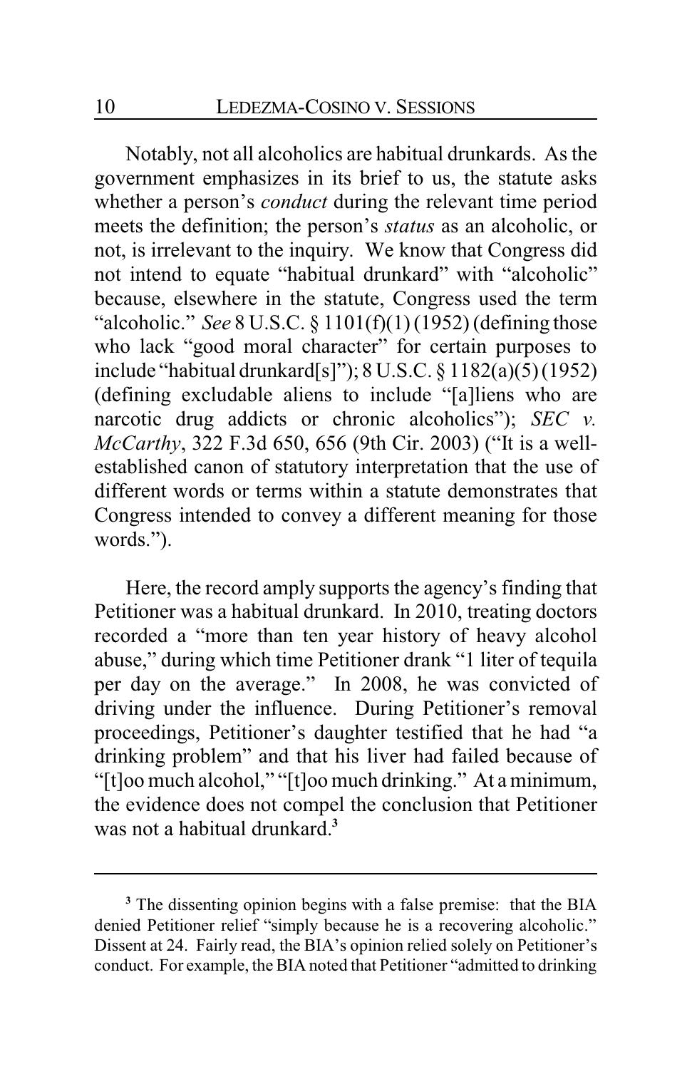Notably, not all alcoholics are habitual drunkards. As the government emphasizes in its brief to us, the statute asks whether a person's *conduct* during the relevant time period meets the definition; the person's *status* as an alcoholic, or not, is irrelevant to the inquiry. We know that Congress did not intend to equate "habitual drunkard" with "alcoholic" because, elsewhere in the statute, Congress used the term "alcoholic." *See* 8 U.S.C. § 1101(f)(1) (1952) (defining those who lack "good moral character" for certain purposes to include "habitual drunkard[s]"); 8 U.S.C. § 1182(a)(5) (1952) (defining excludable aliens to include "[a]liens who are narcotic drug addicts or chronic alcoholics"); *SEC v. McCarthy*, 322 F.3d 650, 656 (9th Cir. 2003) ("It is a well-established canon of statutory interpretation that the use of different words or terms within a statute demonstrates that Congress intended to convey a different meaning for those words.").

Here, the record amply supports the agency's finding that Petitioner was a habitual drunkard. In 2010, treating doctors recorded a "more than ten year history of heavy alcohol abuse," during which time Petitioner drank "1 liter of tequila per day on the average." In 2008, he was convicted of driving under the influence. During Petitioner's removal proceedings, Petitioner's daughter testified that he had "a drinking problem" and that his liver had failed because of "[t]oo much alcohol," "[t]oo much drinking." At a minimum, the evidence does not compel the conclusion that Petitioner was not a habitual drunkard.[3]

---

[3] The dissenting opinion begins with a false premise: that the BIA denied Petitioner relief "simply because he is a recovering alcoholic." Dissent at 24. Fairly read, the BIA's opinion relied solely on Petitioner's conduct. For example, the BIA noted that Petitioner "admitted to drinking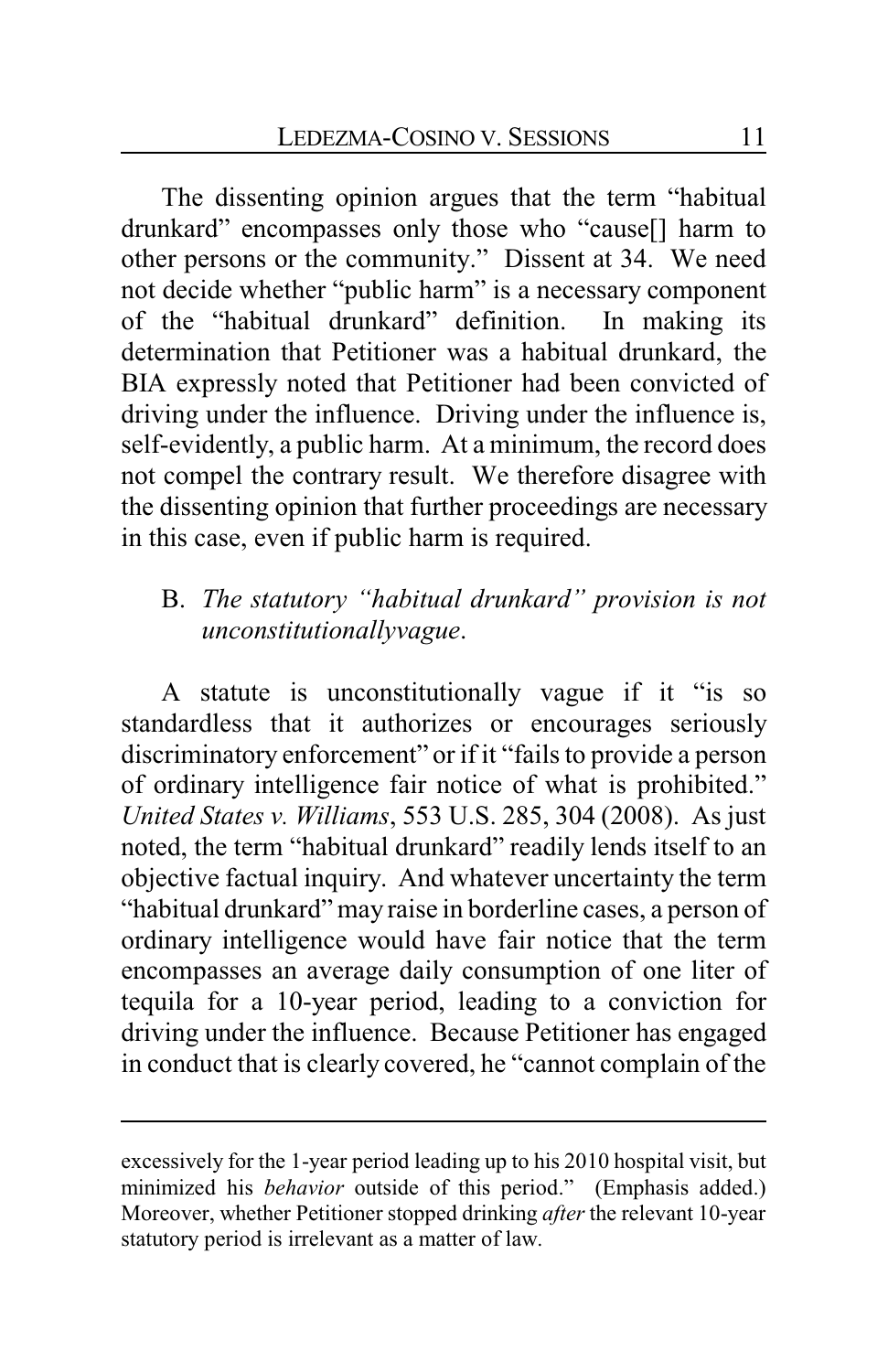The dissenting opinion argues that the term "habitual drunkard" encompasses only those who "cause[] harm to other persons or the community." Dissent at 34. We need not decide whether "public harm" is a necessary component of the "habitual drunkard" definition. In making its determination that Petitioner was a habitual drunkard, the BIA expressly noted that Petitioner had been convicted of driving under the influence. Driving under the influence is, self-evidently, a public harm. At a minimum, the record does not compel the contrary result. We therefore disagree with the dissenting opinion that further proceedings are necessary in this case, even if public harm is required.

### B. *The statutory "habitual drunkard" provision is not unconstitutionallyvague*.

A statute is unconstitutionally vague if it "is so standardless that it authorizes or encourages seriously discriminatory enforcement" or if it "fails to provide a person of ordinary intelligence fair notice of what is prohibited." *United States v. Williams*, 553 U.S. 285, 304 (2008). As just noted, the term "habitual drunkard" readily lends itself to an objective factual inquiry. And whatever uncertainty the term "habitual drunkard" may raise in borderline cases, a person of ordinary intelligence would have fair notice that the term encompasses an average daily consumption of one liter of tequila for a 10-year period, leading to a conviction for driving under the influence. Because Petitioner has engaged in conduct that is clearly covered, he "cannot complain of the

---

excessively for the 1-year period leading up to his 2010 hospital visit, but minimized his *behavior* outside of this period." (Emphasis added.) Moreover, whether Petitioner stopped drinking *after* the relevant 10-year statutory period is irrelevant as a matter of law.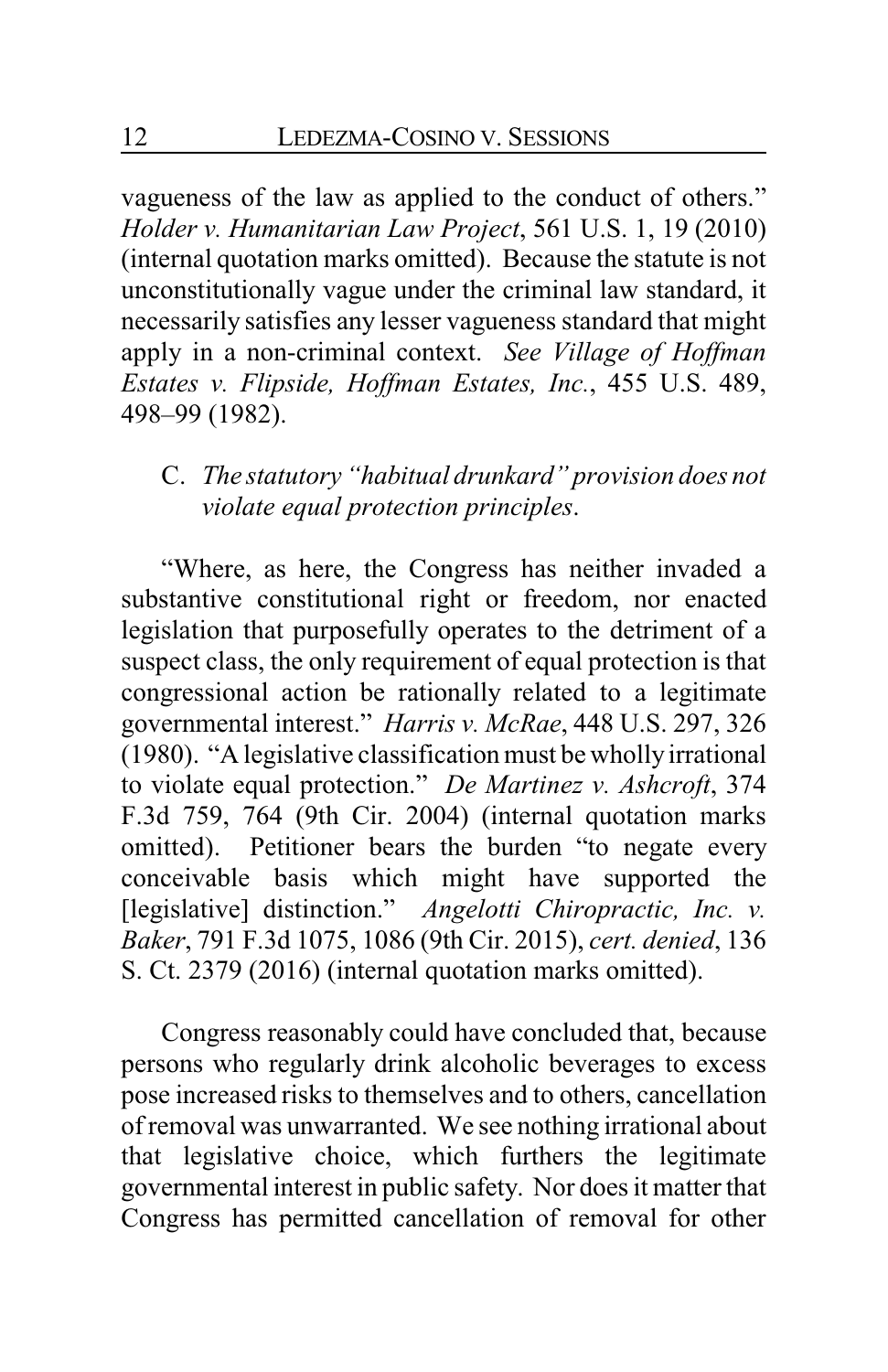vagueness of the law as applied to the conduct of others." *Holder v. Humanitarian Law Project*, 561 U.S. 1, 19 (2010) (internal quotation marks omitted). Because the statute is not unconstitutionally vague under the criminal law standard, it necessarily satisfies any lesser vagueness standard that might apply in a non-criminal context. *See Village of Hoffman Estates v. Flipside, Hoffman Estates, Inc.*, 455 U.S. 489, 498–99 (1982).

### C. *The statutory "habitual drunkard" provision does not violate equal protection principles.*

"Where, as here, the Congress has neither invaded a substantive constitutional right or freedom, nor enacted legislation that purposefully operates to the detriment of a suspect class, the only requirement of equal protection is that congressional action be rationally related to a legitimate governmental interest." *Harris v. McRae*, 448 U.S. 297, 326 (1980). "A legislative classification must be wholly irrational to violate equal protection." *De Martinez v. Ashcroft*, 374 F.3d 759, 764 (9th Cir. 2004) (internal quotation marks omitted). Petitioner bears the burden "to negate every conceivable basis which might have supported the [legislative] distinction." *Angelotti Chiropractic, Inc. v. Baker*, 791 F.3d 1075, 1086 (9th Cir. 2015), *cert. denied*, 136 S. Ct. 2379 (2016) (internal quotation marks omitted).

Congress reasonably could have concluded that, because persons who regularly drink alcoholic beverages to excess pose increased risks to themselves and to others, cancellation of removal was unwarranted. We see nothing irrational about that legislative choice, which furthers the legitimate governmental interest in public safety. Nor does it matter that Congress has permitted cancellation of removal for other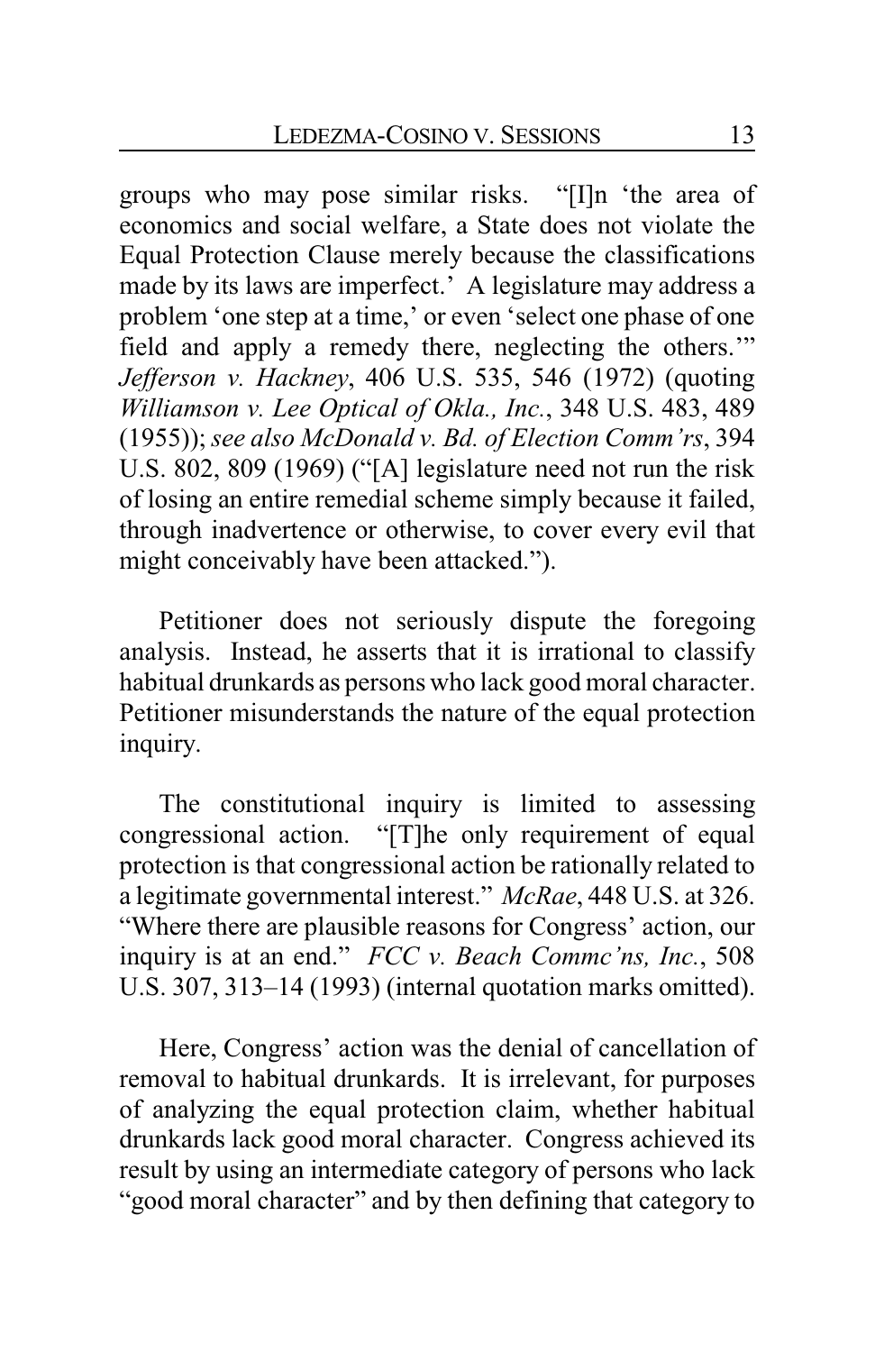groups who may pose similar risks. "[I]n 'the area of economics and social welfare, a State does not violate the Equal Protection Clause merely because the classifications made by its laws are imperfect.' A legislature may address a problem 'one step at a time,' or even 'select one phase of one field and apply a remedy there, neglecting the others.'" *Jefferson v. Hackney*, 406 U.S. 535, 546 (1972) (quoting *Williamson v. Lee Optical of Okla., Inc.*, 348 U.S. 483, 489 (1955)); *see also McDonald v. Bd. of Election Comm'rs*, 394 U.S. 802, 809 (1969) ("[A] legislature need not run the risk of losing an entire remedial scheme simply because it failed, through inadvertence or otherwise, to cover every evil that might conceivably have been attacked.").

Petitioner does not seriously dispute the foregoing analysis. Instead, he asserts that it is irrational to classify habitual drunkards as persons who lack good moral character. Petitioner misunderstands the nature of the equal protection inquiry.

The constitutional inquiry is limited to assessing congressional action. "[T]he only requirement of equal protection is that congressional action be rationally related to a legitimate governmental interest." *McRae*, 448 U.S. at 326. "Where there are plausible reasons for Congress' action, our inquiry is at an end." *FCC v. Beach Commc'ns, Inc.*, 508 U.S. 307, 313–14 (1993) (internal quotation marks omitted).

Here, Congress' action was the denial of cancellation of removal to habitual drunkards. It is irrelevant, for purposes of analyzing the equal protection claim, whether habitual drunkards lack good moral character. Congress achieved its result by using an intermediate category of persons who lack "good moral character" and by then defining that category to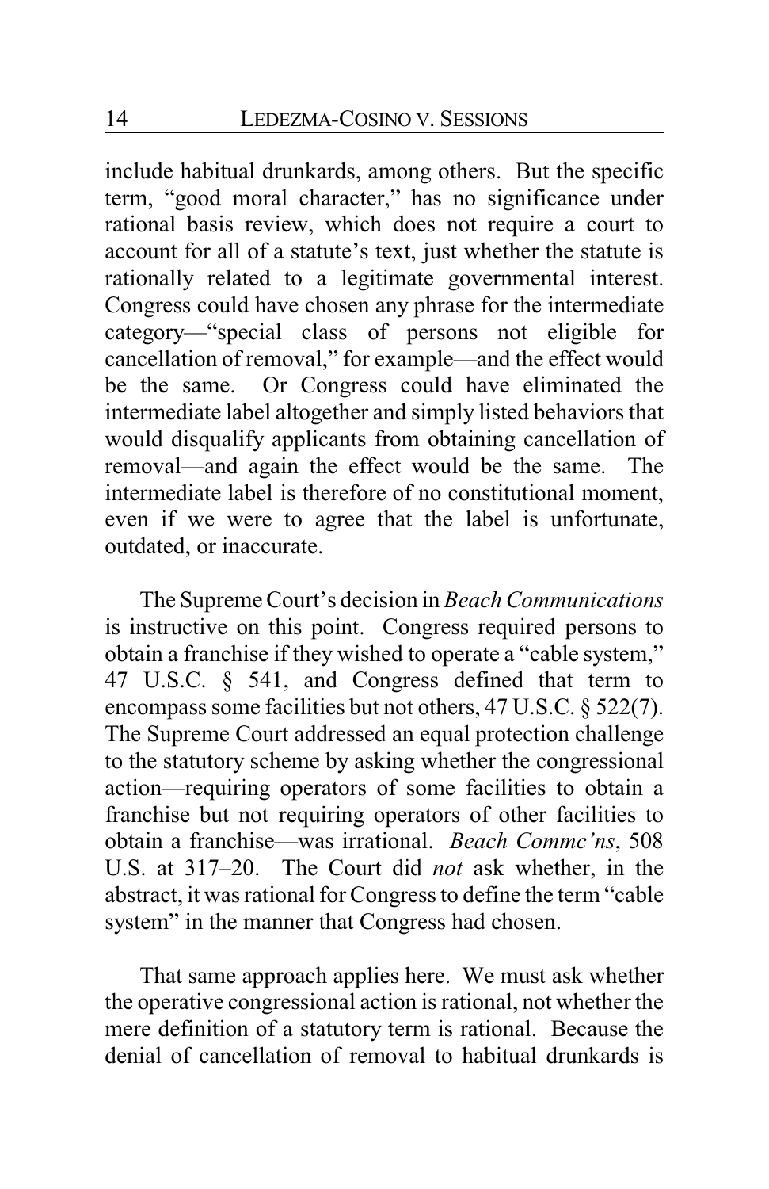include habitual drunkards, among others. But the specific term, "good moral character," has no significance under rational basis review, which does not require a court to account for all of a statute's text, just whether the statute is rationally related to a legitimate governmental interest. Congress could have chosen any phrase for the intermediate category—"special class of persons not eligible for cancellation of removal," for example—and the effect would be the same. Or Congress could have eliminated the intermediate label altogether and simply listed behaviors that would disqualify applicants from obtaining cancellation of removal—and again the effect would be the same. The intermediate label is therefore of no constitutional moment, even if we were to agree that the label is unfortunate, outdated, or inaccurate.

The Supreme Court's decision in *Beach Communications* is instructive on this point. Congress required persons to obtain a franchise if they wished to operate a "cable system," 47 U.S.C. § 541, and Congress defined that term to encompass some facilities but not others, 47 U.S.C. § 522(7). The Supreme Court addressed an equal protection challenge to the statutory scheme by asking whether the congressional action—requiring operators of some facilities to obtain a franchise but not requiring operators of other facilities to obtain a franchise—was irrational. *Beach Commc'ns*, 508 U.S. at 317–20. The Court did *not* ask whether, in the abstract, it was rational for Congress to define the term "cable system" in the manner that Congress had chosen.

That same approach applies here. We must ask whether the operative congressional action is rational, not whether the mere definition of a statutory term is rational. Because the denial of cancellation of removal to habitual drunkards is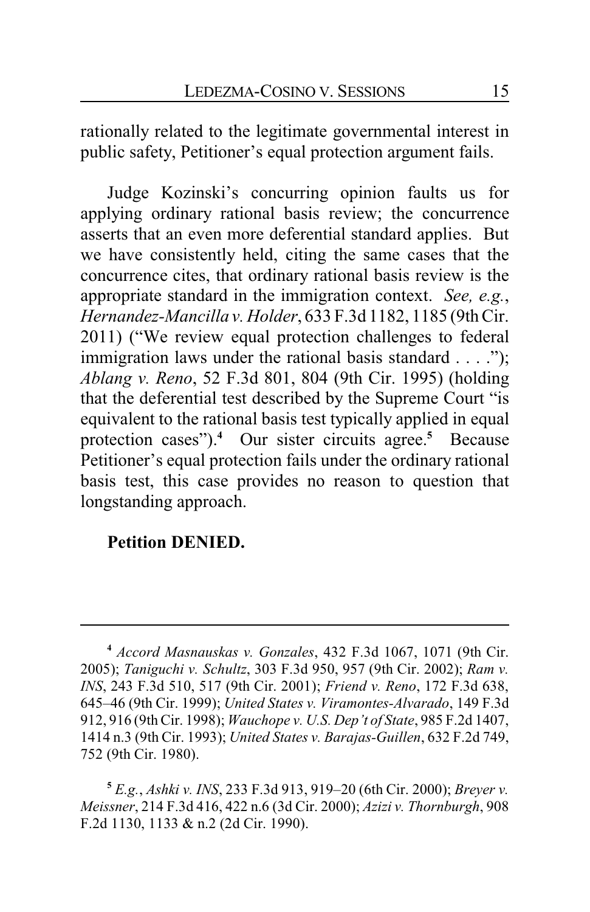rationally related to the legitimate governmental interest in public safety, Petitioner's equal protection argument fails.

Judge Kozinski's concurring opinion faults us for applying ordinary rational basis review; the concurrence asserts that an even more deferential standard applies. But we have consistently held, citing the same cases that the concurrence cites, that ordinary rational basis review is the appropriate standard in the immigration context. *See, e.g.*, *Hernandez-Mancilla v. Holder*, 633 F.3d 1182, 1185 (9th Cir. 2011) ("We review equal protection challenges to federal immigration laws under the rational basis standard . . . ."); *Ablang v. Reno*, 52 F.3d 801, 804 (9th Cir. 1995) (holding that the deferential test described by the Supreme Court "is equivalent to the rational basis test typically applied in equal protection cases").[4] Our sister circuits agree.[5] Because Petitioner's equal protection fails under the ordinary rational basis test, this case provides no reason to question that longstanding approach.

**Petition DENIED.**

---

[4] *Accord Masnauskas v. Gonzales*, 432 F.3d 1067, 1071 (9th Cir. 2005); *Taniguchi v. Schultz*, 303 F.3d 950, 957 (9th Cir. 2002); *Ram v. INS*, 243 F.3d 510, 517 (9th Cir. 2001); *Friend v. Reno*, 172 F.3d 638, 645–46 (9th Cir. 1999); *United States v. Viramontes-Alvarado*, 149 F.3d 912, 916 (9th Cir. 1998); *Wauchope v. U.S. Dep't of State*, 985 F.2d 1407, 1414 n.3 (9th Cir. 1993); *United States v. Barajas-Guillen*, 632 F.2d 749, 752 (9th Cir. 1980).

[5] *E.g.*, *Ashki v. INS*, 233 F.3d 913, 919–20 (6th Cir. 2000); *Breyer v. Meissner*, 214 F.3d 416, 422 n.6 (3d Cir. 2000); *Azizi v. Thornburgh*, 908 F.2d 1130, 1133 & n.2 (2d Cir. 1990).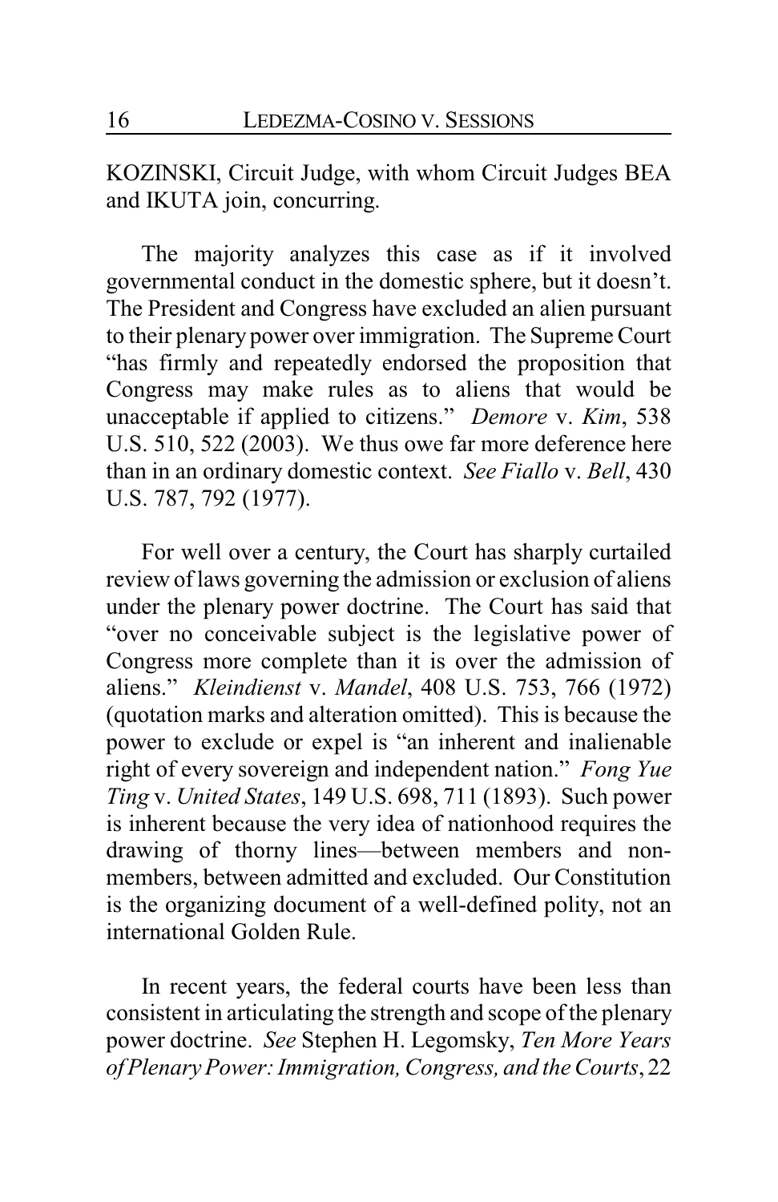KOZINSKI, Circuit Judge, with whom Circuit Judges BEA and IKUTA join, concurring.

The majority analyzes this case as if it involved governmental conduct in the domestic sphere, but it doesn't. The President and Congress have excluded an alien pursuant to their plenary power over immigration. The Supreme Court "has firmly and repeatedly endorsed the proposition that Congress may make rules as to aliens that would be unacceptable if applied to citizens." *Demore* v. *Kim*, 538 U.S. 510, 522 (2003). We thus owe far more deference here than in an ordinary domestic context. *See Fiallo* v. *Bell*, 430 U.S. 787, 792 (1977).

For well over a century, the Court has sharply curtailed review of laws governing the admission or exclusion of aliens under the plenary power doctrine. The Court has said that "over no conceivable subject is the legislative power of Congress more complete than it is over the admission of aliens." *Kleindienst* v. *Mandel*, 408 U.S. 753, 766 (1972) (quotation marks and alteration omitted). This is because the power to exclude or expel is "an inherent and inalienable right of every sovereign and independent nation." *Fong Yue Ting* v. *United States*, 149 U.S. 698, 711 (1893). Such power is inherent because the very idea of nationhood requires the drawing of thorny lines—between members and non-members, between admitted and excluded. Our Constitution is the organizing document of a well-defined polity, not an international Golden Rule.

In recent years, the federal courts have been less than consistent in articulating the strength and scope of the plenary power doctrine. *See* Stephen H. Legomsky, *Ten More Years of Plenary Power: Immigration, Congress, and the Courts*, 22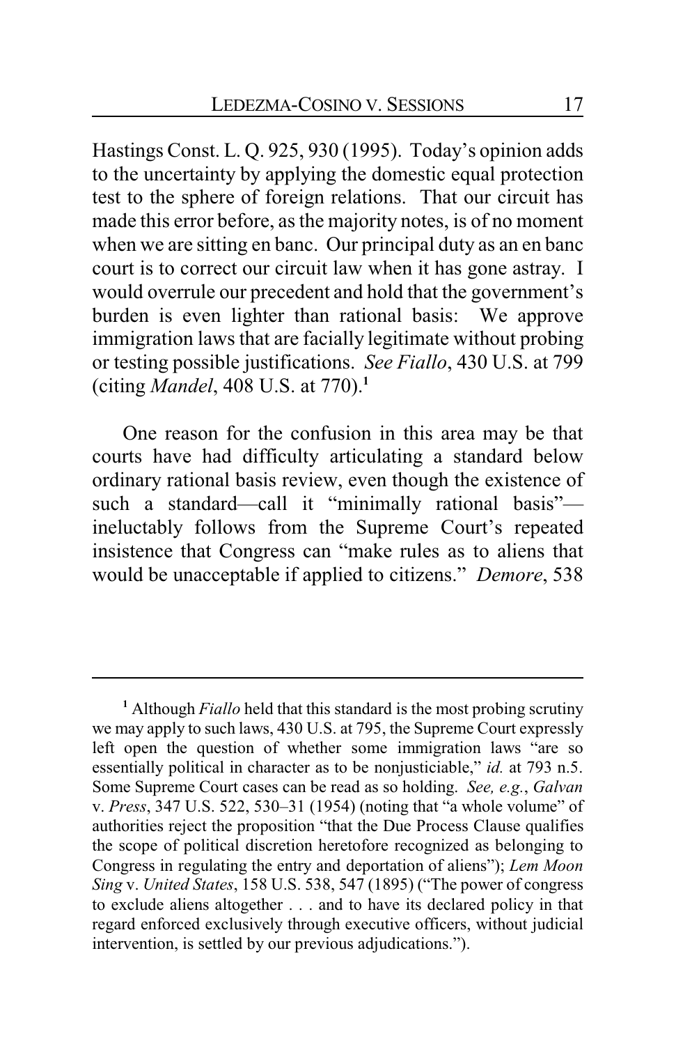Hastings Const. L. Q. 925, 930 (1995). Today's opinion adds to the uncertainty by applying the domestic equal protection test to the sphere of foreign relations. That our circuit has made this error before, as the majority notes, is of no moment when we are sitting en banc. Our principal duty as an en banc court is to correct our circuit law when it has gone astray. I would overrule our precedent and hold that the government's burden is even lighter than rational basis: We approve immigration laws that are facially legitimate without probing or testing possible justifications. *See Fiallo*, 430 U.S. at 799 (citing *Mandel*, 408 U.S. at 770).[1]

One reason for the confusion in this area may be that courts have had difficulty articulating a standard below ordinary rational basis review, even though the existence of such a standard—call it "minimally rational basis"—ineluctably follows from the Supreme Court's repeated insistence that Congress can "make rules as to aliens that would be unacceptable if applied to citizens." *Demore*, 538

---

[1] Although *Fiallo* held that this standard is the most probing scrutiny we may apply to such laws, 430 U.S. at 795, the Supreme Court expressly left open the question of whether some immigration laws "are so essentially political in character as to be nonjusticiable," *id.* at 793 n.5. Some Supreme Court cases can be read as so holding. *See, e.g.*, *Galvan* v. *Press*, 347 U.S. 522, 530–31 (1954) (noting that "a whole volume" of authorities reject the proposition "that the Due Process Clause qualifies the scope of political discretion heretofore recognized as belonging to Congress in regulating the entry and deportation of aliens"); *Lem Moon Sing* v. *United States*, 158 U.S. 538, 547 (1895) ("The power of congress to exclude aliens altogether . . . and to have its declared policy in that regard enforced exclusively through executive officers, without judicial intervention, is settled by our previous adjudications.").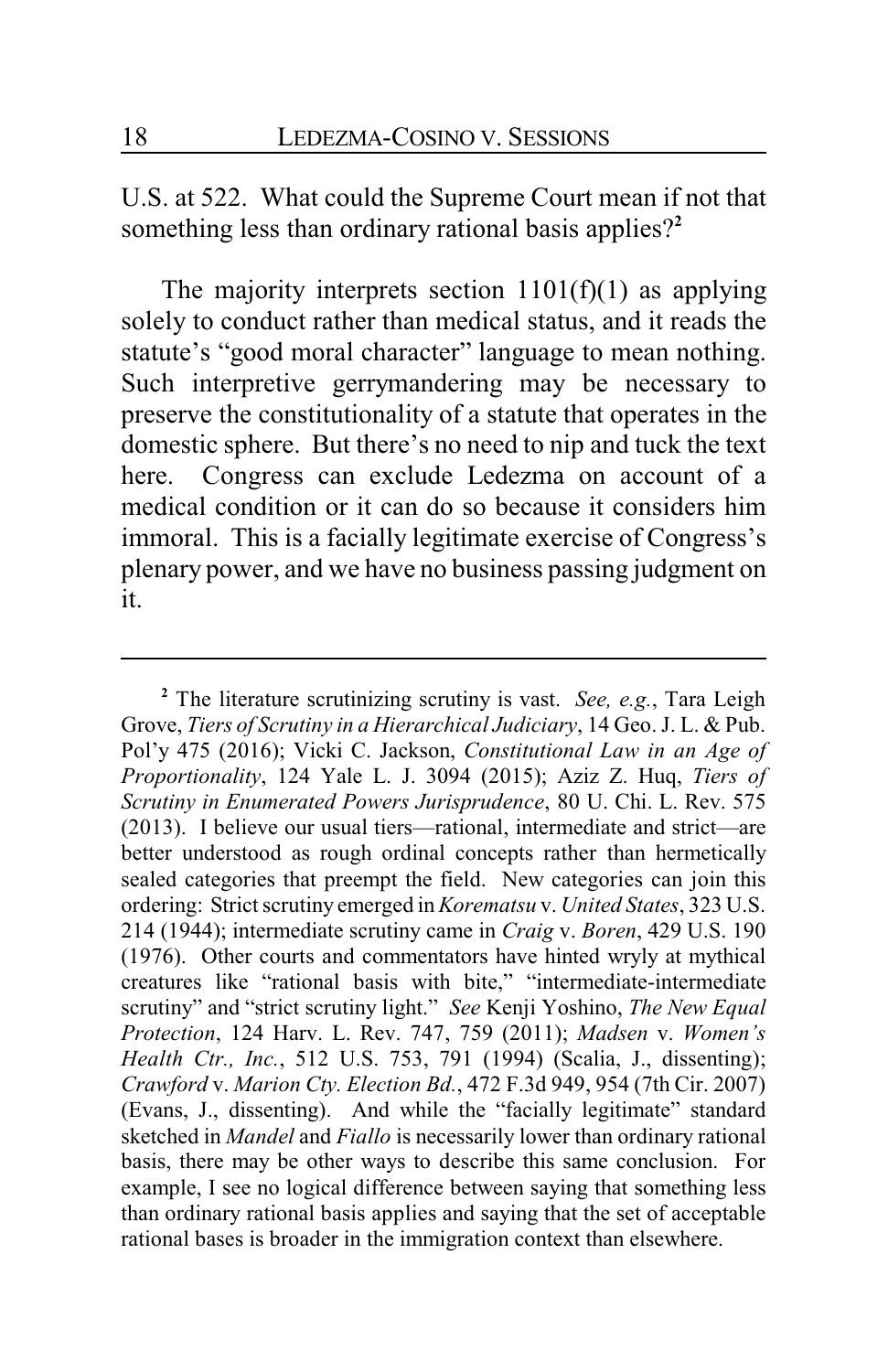U.S. at 522. What could the Supreme Court mean if not that something less than ordinary rational basis applies?[2]

The majority interprets section 1101(f)(1) as applying solely to conduct rather than medical status, and it reads the statute's "good moral character" language to mean nothing. Such interpretive gerrymandering may be necessary to preserve the constitutionality of a statute that operates in the domestic sphere. But there's no need to nip and tuck the text here. Congress can exclude Ledezma on account of a medical condition or it can do so because it considers him immoral. This is a facially legitimate exercise of Congress's plenary power, and we have no business passing judgment on it.

---

[2] The literature scrutinizing scrutiny is vast. *See, e.g.*, Tara Leigh Grove, *Tiers of Scrutiny in a Hierarchical Judiciary*, 14 Geo. J. L. & Pub. Pol'y 475 (2016); Vicki C. Jackson, *Constitutional Law in an Age of Proportionality*, 124 Yale L. J. 3094 (2015); Aziz Z. Huq, *Tiers of Scrutiny in Enumerated Powers Jurisprudence*, 80 U. Chi. L. Rev. 575 (2013). I believe our usual tiers—rational, intermediate and strict—are better understood as rough ordinal concepts rather than hermetically sealed categories that preempt the field. New categories can join this ordering: Strict scrutiny emerged in *Korematsu* v. *United States*, 323 U.S. 214 (1944); intermediate scrutiny came in *Craig* v. *Boren*, 429 U.S. 190 (1976). Other courts and commentators have hinted wryly at mythical creatures like "rational basis with bite," "intermediate-intermediate scrutiny" and "strict scrutiny light." *See* Kenji Yoshino, *The New Equal Protection*, 124 Harv. L. Rev. 747, 759 (2011); *Madsen* v. *Women's Health Ctr., Inc.*, 512 U.S. 753, 791 (1994) (Scalia, J., dissenting); *Crawford* v. *Marion Cty. Election Bd.*, 472 F.3d 949, 954 (7th Cir. 2007) (Evans, J., dissenting). And while the "facially legitimate" standard sketched in *Mandel* and *Fiallo* is necessarily lower than ordinary rational basis, there may be other ways to describe this same conclusion. For example, I see no logical difference between saying that something less than ordinary rational basis applies and saying that the set of acceptable rational bases is broader in the immigration context than elsewhere.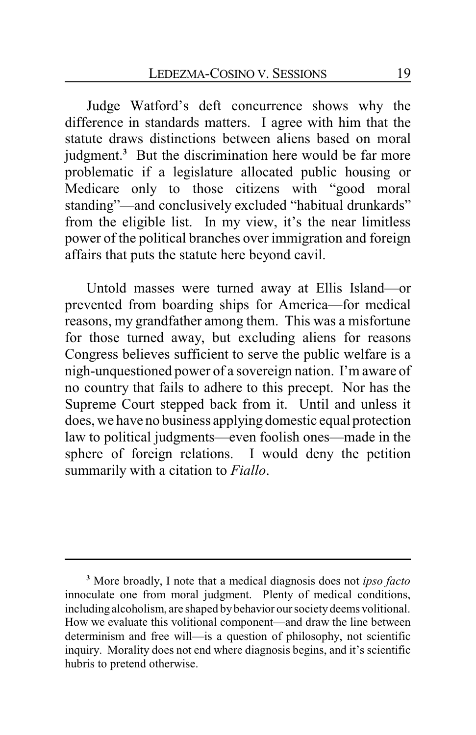Judge Watford's deft concurrence shows why the difference in standards matters. I agree with him that the statute draws distinctions between aliens based on moral judgment.[3] But the discrimination here would be far more problematic if a legislature allocated public housing or Medicare only to those citizens with "good moral standing"—and conclusively excluded "habitual drunkards" from the eligible list. In my view, it's the near limitless power of the political branches over immigration and foreign affairs that puts the statute here beyond cavil.

Untold masses were turned away at Ellis Island—or prevented from boarding ships for America—for medical reasons, my grandfather among them. This was a misfortune for those turned away, but excluding aliens for reasons Congress believes sufficient to serve the public welfare is a nigh-unquestioned power of a sovereign nation. I'm aware of no country that fails to adhere to this precept. Nor has the Supreme Court stepped back from it. Until and unless it does, we have no business applying domestic equal protection law to political judgments—even foolish ones—made in the sphere of foreign relations. I would deny the petition summarily with a citation to *Fiallo*.

---

[3] More broadly, I note that a medical diagnosis does not *ipso facto* innoculate one from moral judgment. Plenty of medical conditions, including alcoholism, are shaped by behavior our society deems volitional. How we evaluate this volitional component—and draw the line between determinism and free will—is a question of philosophy, not scientific inquiry. Morality does not end where diagnosis begins, and it's scientific hubris to pretend otherwise.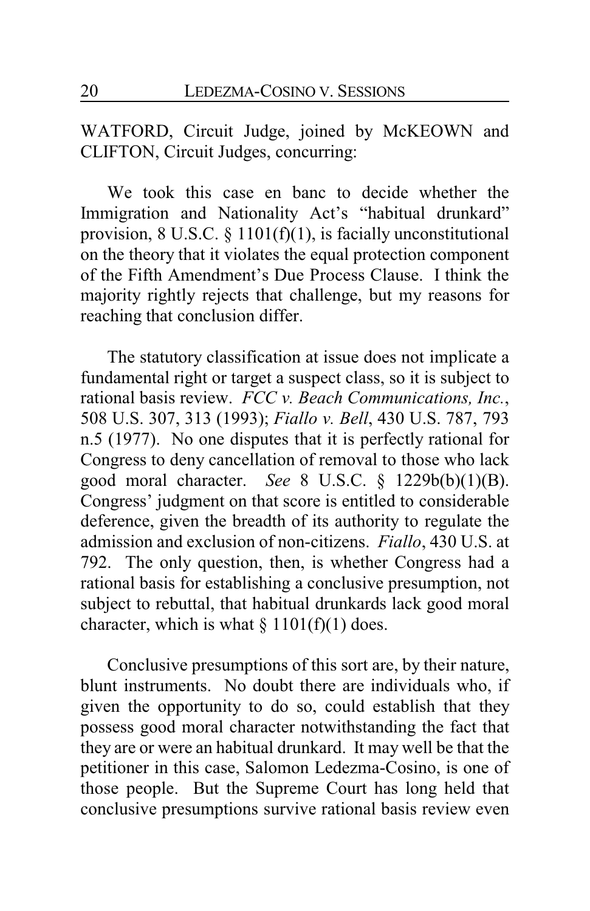WATFORD, Circuit Judge, joined by McKEOWN and CLIFTON, Circuit Judges, concurring:

We took this case en banc to decide whether the Immigration and Nationality Act's "habitual drunkard" provision, 8 U.S.C. § 1101(f)(1), is facially unconstitutional on the theory that it violates the equal protection component of the Fifth Amendment's Due Process Clause. I think the majority rightly rejects that challenge, but my reasons for reaching that conclusion differ.

The statutory classification at issue does not implicate a fundamental right or target a suspect class, so it is subject to rational basis review. *FCC v. Beach Communications, Inc.*, 508 U.S. 307, 313 (1993); *Fiallo v. Bell*, 430 U.S. 787, 793 n.5 (1977). No one disputes that it is perfectly rational for Congress to deny cancellation of removal to those who lack good moral character. *See* 8 U.S.C. § 1229b(b)(1)(B). Congress' judgment on that score is entitled to considerable deference, given the breadth of its authority to regulate the admission and exclusion of non-citizens. *Fiallo*, 430 U.S. at 792. The only question, then, is whether Congress had a rational basis for establishing a conclusive presumption, not subject to rebuttal, that habitual drunkards lack good moral character, which is what § 1101(f)(1) does.

Conclusive presumptions of this sort are, by their nature, blunt instruments. No doubt there are individuals who, if given the opportunity to do so, could establish that they possess good moral character notwithstanding the fact that they are or were an habitual drunkard. It may well be that the petitioner in this case, Salomon Ledezma-Cosino, is one of those people. But the Supreme Court has long held that conclusive presumptions survive rational basis review even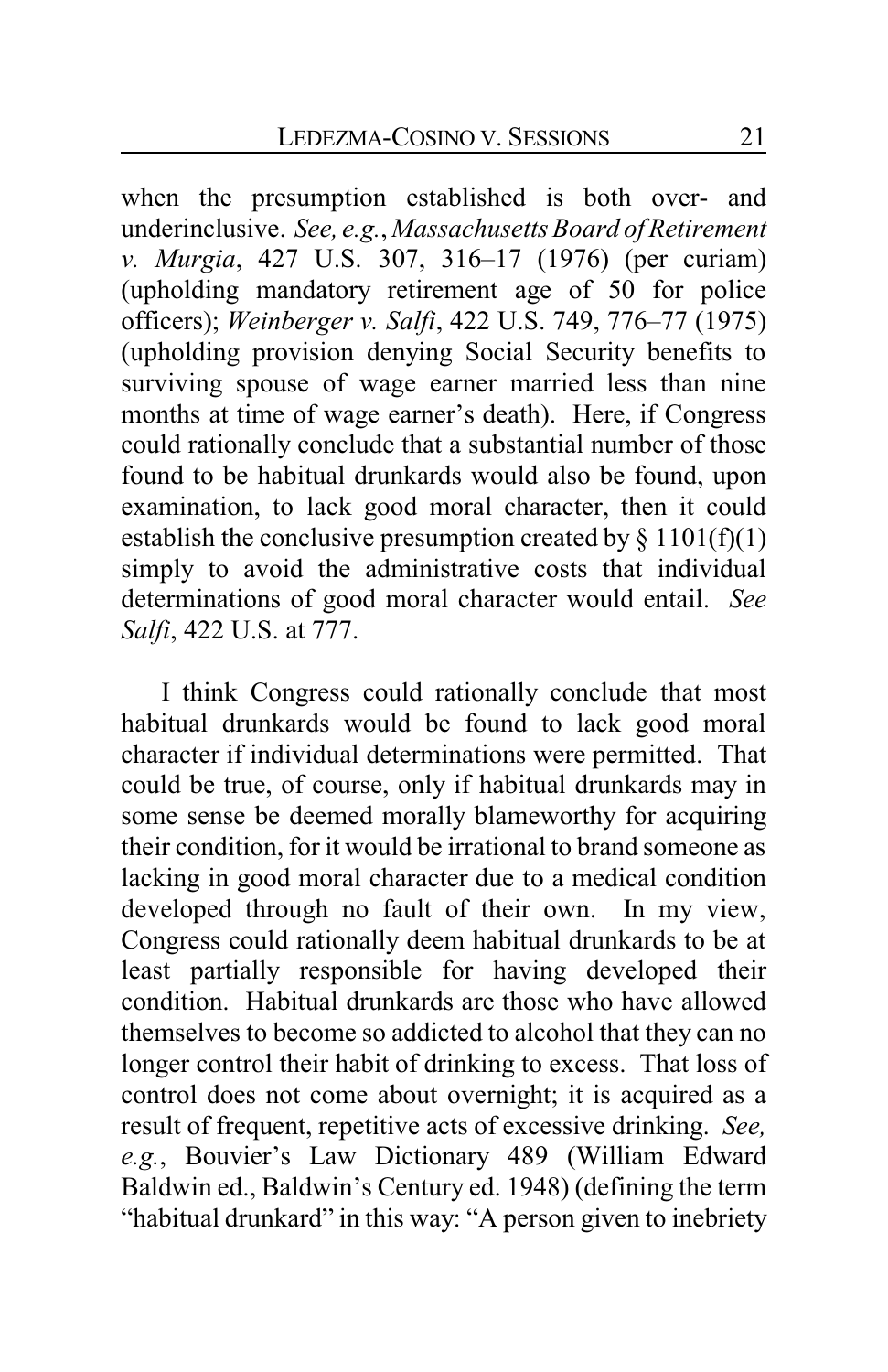when the presumption established is both over- and underinclusive. *See, e.g.*, *Massachusetts Board of Retirement v. Murgia*, 427 U.S. 307, 316–17 (1976) (per curiam) (upholding mandatory retirement age of 50 for police officers); *Weinberger v. Salfi*, 422 U.S. 749, 776–77 (1975) (upholding provision denying Social Security benefits to surviving spouse of wage earner married less than nine months at time of wage earner's death). Here, if Congress could rationally conclude that a substantial number of those found to be habitual drunkards would also be found, upon examination, to lack good moral character, then it could establish the conclusive presumption created by § 1101(f)(1) simply to avoid the administrative costs that individual determinations of good moral character would entail. *See Salfi*, 422 U.S. at 777.

I think Congress could rationally conclude that most habitual drunkards would be found to lack good moral character if individual determinations were permitted. That could be true, of course, only if habitual drunkards may in some sense be deemed morally blameworthy for acquiring their condition, for it would be irrational to brand someone as lacking in good moral character due to a medical condition developed through no fault of their own. In my view, Congress could rationally deem habitual drunkards to be at least partially responsible for having developed their condition. Habitual drunkards are those who have allowed themselves to become so addicted to alcohol that they can no longer control their habit of drinking to excess. That loss of control does not come about overnight; it is acquired as a result of frequent, repetitive acts of excessive drinking. *See, e.g.*, Bouvier's Law Dictionary 489 (William Edward Baldwin ed., Baldwin's Century ed. 1948) (defining the term "habitual drunkard" in this way: "A person given to inebriety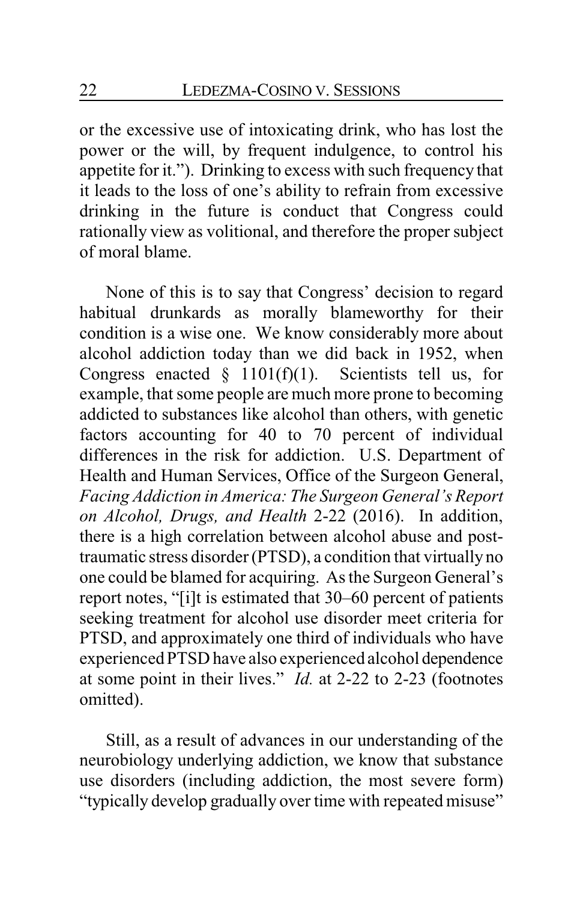or the excessive use of intoxicating drink, who has lost the power or the will, by frequent indulgence, to control his appetite for it."). Drinking to excess with such frequency that it leads to the loss of one's ability to refrain from excessive drinking in the future is conduct that Congress could rationally view as volitional, and therefore the proper subject of moral blame.

None of this is to say that Congress' decision to regard habitual drunkards as morally blameworthy for their condition is a wise one. We know considerably more about alcohol addiction today than we did back in 1952, when Congress enacted § 1101(f)(1). Scientists tell us, for example, that some people are much more prone to becoming addicted to substances like alcohol than others, with genetic factors accounting for 40 to 70 percent of individual differences in the risk for addiction. U.S. Department of Health and Human Services, Office of the Surgeon General, *Facing Addiction in America: The Surgeon General's Report on Alcohol, Drugs, and Health* 2-22 (2016). In addition, there is a high correlation between alcohol abuse and post-traumatic stress disorder (PTSD), a condition that virtually no one could be blamed for acquiring. As the Surgeon General's report notes, "[i]t is estimated that 30–60 percent of patients seeking treatment for alcohol use disorder meet criteria for PTSD, and approximately one third of individuals who have experienced PTSD have also experienced alcohol dependence at some point in their lives." *Id.* at 2-22 to 2-23 (footnotes omitted).

Still, as a result of advances in our understanding of the neurobiology underlying addiction, we know that substance use disorders (including addiction, the most severe form) "typically develop gradually over time with repeated misuse"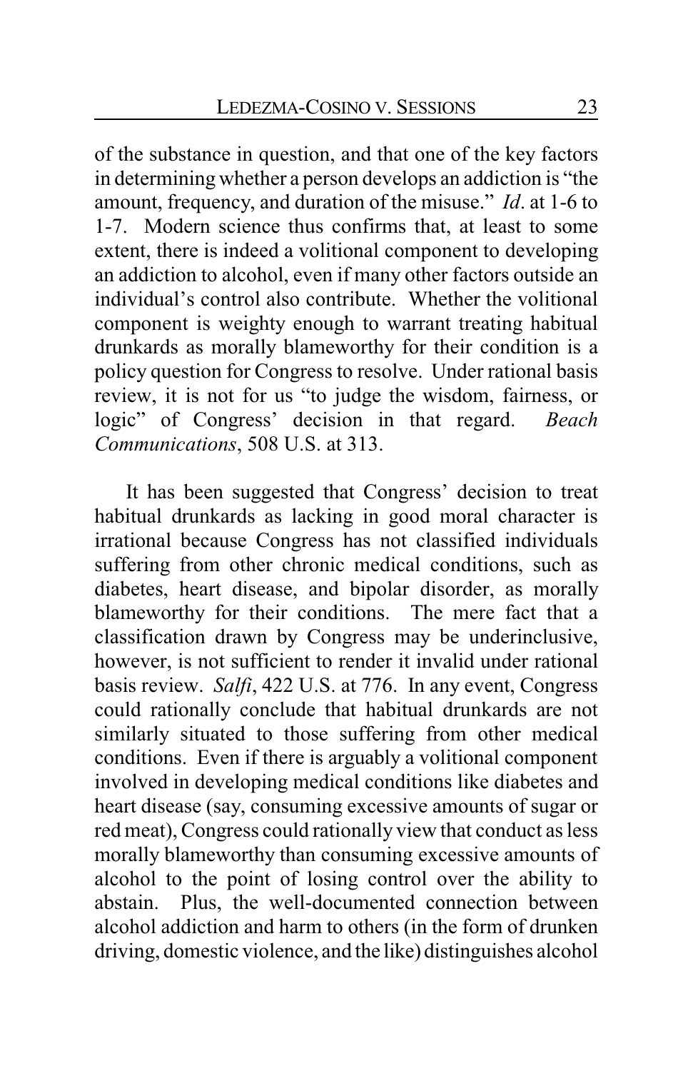of the substance in question, and that one of the key factors in determining whether a person develops an addiction is "the amount, frequency, and duration of the misuse." *Id*. at 1-6 to 1-7. Modern science thus confirms that, at least to some extent, there is indeed a volitional component to developing an addiction to alcohol, even if many other factors outside an individual's control also contribute. Whether the volitional component is weighty enough to warrant treating habitual drunkards as morally blameworthy for their condition is a policy question for Congress to resolve. Under rational basis review, it is not for us "to judge the wisdom, fairness, or logic" of Congress' decision in that regard. *Beach Communications*, 508 U.S. at 313.

It has been suggested that Congress' decision to treat habitual drunkards as lacking in good moral character is irrational because Congress has not classified individuals suffering from other chronic medical conditions, such as diabetes, heart disease, and bipolar disorder, as morally blameworthy for their conditions. The mere fact that a classification drawn by Congress may be underinclusive, however, is not sufficient to render it invalid under rational basis review. *Salfi*, 422 U.S. at 776. In any event, Congress could rationally conclude that habitual drunkards are not similarly situated to those suffering from other medical conditions. Even if there is arguably a volitional component involved in developing medical conditions like diabetes and heart disease (say, consuming excessive amounts of sugar or red meat), Congress could rationally view that conduct as less morally blameworthy than consuming excessive amounts of alcohol to the point of losing control over the ability to abstain. Plus, the well-documented connection between alcohol addiction and harm to others (in the form of drunken driving, domestic violence, and the like) distinguishes alcohol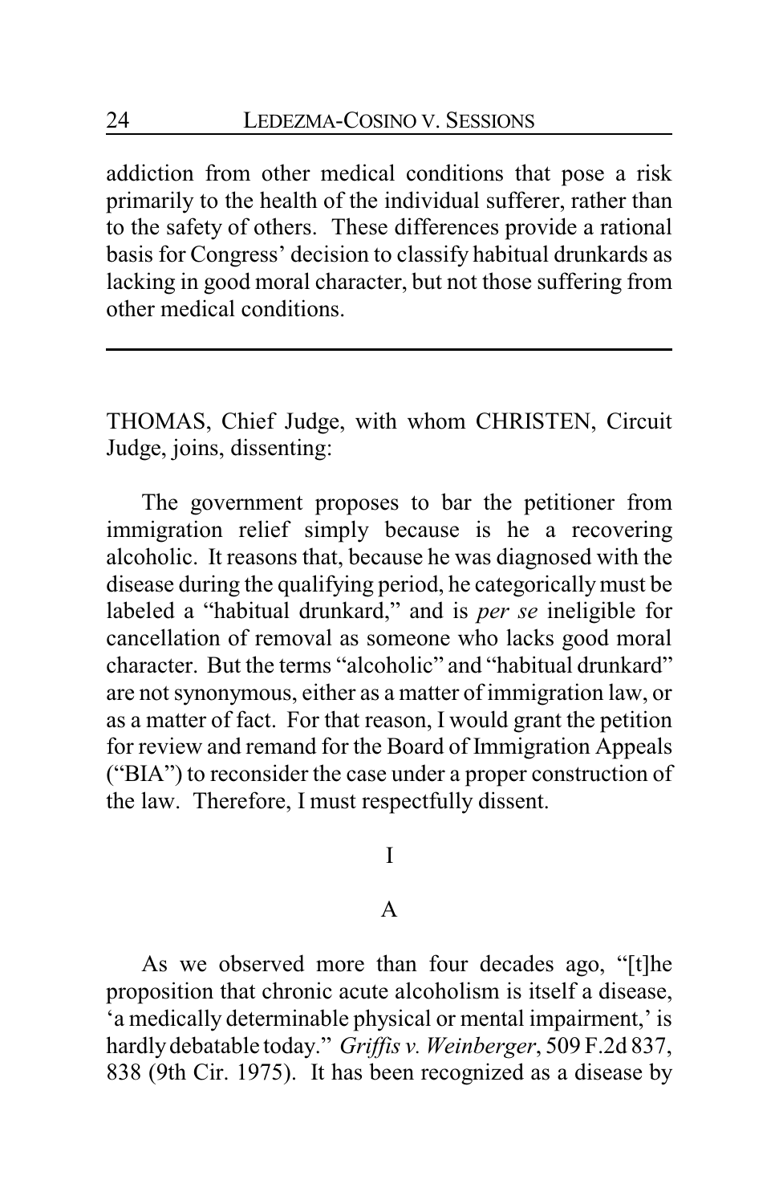addiction from other medical conditions that pose a risk primarily to the health of the individual sufferer, rather than to the safety of others. These differences provide a rational basis for Congress' decision to classify habitual drunkards as lacking in good moral character, but not those suffering from other medical conditions.

---

THOMAS, Chief Judge, with whom CHRISTEN, Circuit Judge, joins, dissenting:

The government proposes to bar the petitioner from immigration relief simply because is he a recovering alcoholic. It reasons that, because he was diagnosed with the disease during the qualifying period, he categorically must be labeled a "habitual drunkard," and is *per se* ineligible for cancellation of removal as someone who lacks good moral character. But the terms "alcoholic" and "habitual drunkard" are not synonymous, either as a matter of immigration law, or as a matter of fact. For that reason, I would grant the petition for review and remand for the Board of Immigration Appeals ("BIA") to reconsider the case under a proper construction of the law. Therefore, I must respectfully dissent.

## I

### A

As we observed more than four decades ago, "[t]he proposition that chronic acute alcoholism is itself a disease, 'a medically determinable physical or mental impairment,' is hardly debatable today." *Griffis v. Weinberger*, 509 F.2d 837, 838 (9th Cir. 1975). It has been recognized as a disease by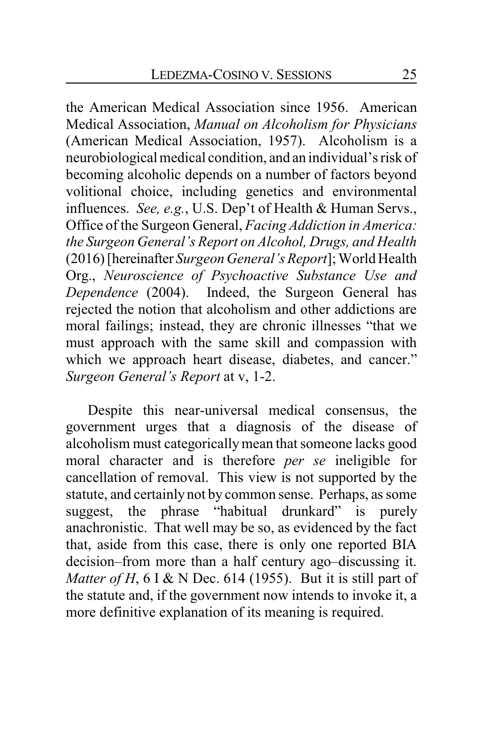the American Medical Association since 1956. American Medical Association, *Manual on Alcoholism for Physicians* (American Medical Association, 1957). Alcoholism is a neurobiological medical condition, and an individual's risk of becoming alcoholic depends on a number of factors beyond volitional choice, including genetics and environmental influences. *See, e.g.*, U.S. Dep't of Health & Human Servs., Office of the Surgeon General, *Facing Addiction in America: the Surgeon General's Report on Alcohol, Drugs, and Health* (2016) [hereinafter *Surgeon General's Report*]; World Health Org., *Neuroscience of Psychoactive Substance Use and Dependence* (2004). Indeed, the Surgeon General has rejected the notion that alcoholism and other addictions are moral failings; instead, they are chronic illnesses "that we must approach with the same skill and compassion with which we approach heart disease, diabetes, and cancer." *Surgeon General's Report* at v, 1-2.

Despite this near-universal medical consensus, the government urges that a diagnosis of the disease of alcoholism must categorically mean that someone lacks good moral character and is therefore *per se* ineligible for cancellation of removal. This view is not supported by the statute, and certainly not by common sense. Perhaps, as some suggest, the phrase "habitual drunkard" is purely anachronistic. That well may be so, as evidenced by the fact that, aside from this case, there is only one reported BIA decision–from more than a half century ago–discussing it. *Matter of H*, 6 I & N Dec. 614 (1955). But it is still part of the statute and, if the government now intends to invoke it, a more definitive explanation of its meaning is required.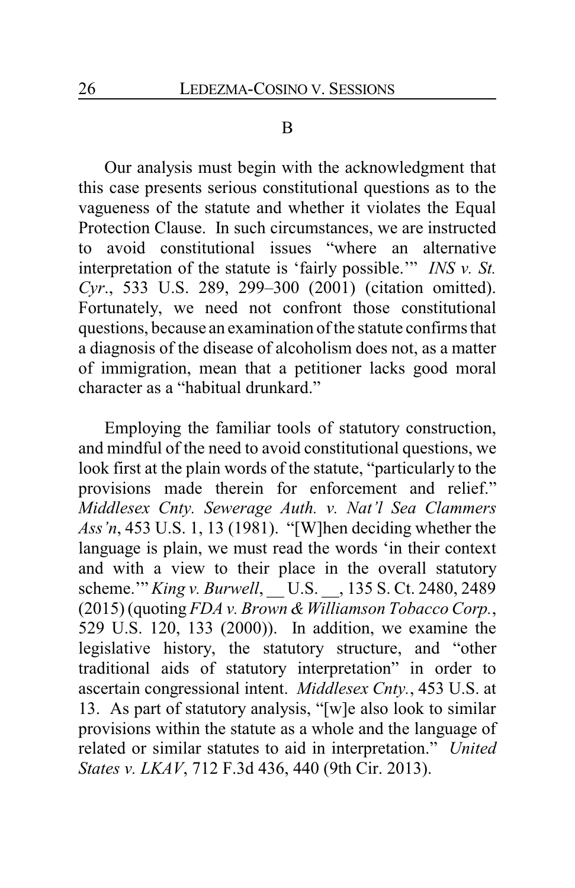## B

Our analysis must begin with the acknowledgment that this case presents serious constitutional questions as to the vagueness of the statute and whether it violates the Equal Protection Clause. In such circumstances, we are instructed to avoid constitutional issues "where an alternative interpretation of the statute is 'fairly possible.'" *INS v. St. Cyr.*, 533 U.S. 289, 299–300 (2001) (citation omitted). Fortunately, we need not confront those constitutional questions, because an examination of the statute confirms that a diagnosis of the disease of alcoholism does not, as a matter of immigration, mean that a petitioner lacks good moral character as a "habitual drunkard."

Employing the familiar tools of statutory construction, and mindful of the need to avoid constitutional questions, we look first at the plain words of the statute, "particularly to the provisions made therein for enforcement and relief." *Middlesex Cnty. Sewerage Auth. v. Nat'l Sea Clammers Ass'n*, 453 U.S. 1, 13 (1981). "[W]hen deciding whether the language is plain, we must read the words 'in their context and with a view to their place in the overall statutory scheme.'" *King v. Burwell*, __ U.S. __, 135 S. Ct. 2480, 2489 (2015) (quoting *FDA v. Brown & Williamson Tobacco Corp.*, 529 U.S. 120, 133 (2000)). In addition, we examine the legislative history, the statutory structure, and "other traditional aids of statutory interpretation" in order to ascertain congressional intent. *Middlesex Cnty.*, 453 U.S. at 13. As part of statutory analysis, "[w]e also look to similar provisions within the statute as a whole and the language of related or similar statutes to aid in interpretation." *United States v. LKAV*, 712 F.3d 436, 440 (9th Cir. 2013).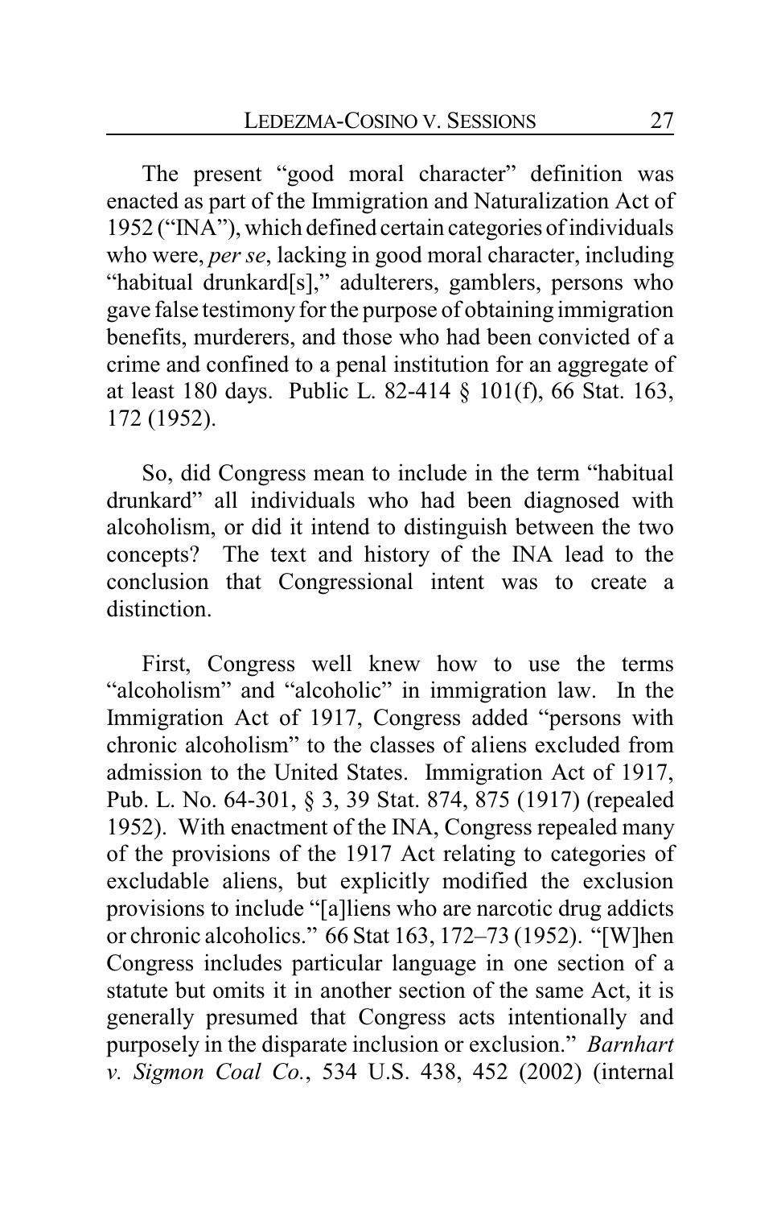The present "good moral character" definition was enacted as part of the Immigration and Naturalization Act of 1952 ("INA"), which defined certain categories of individuals who were, *per se*, lacking in good moral character, including "habitual drunkard[s]," adulterers, gamblers, persons who gave false testimony for the purpose of obtaining immigration benefits, murderers, and those who had been convicted of a crime and confined to a penal institution for an aggregate of at least 180 days. Public L. 82-414 § 101(f), 66 Stat. 163, 172 (1952).

So, did Congress mean to include in the term "habitual drunkard" all individuals who had been diagnosed with alcoholism, or did it intend to distinguish between the two concepts? The text and history of the INA lead to the conclusion that Congressional intent was to create a distinction.

First, Congress well knew how to use the terms "alcoholism" and "alcoholic" in immigration law. In the Immigration Act of 1917, Congress added "persons with chronic alcoholism" to the classes of aliens excluded from admission to the United States. Immigration Act of 1917, Pub. L. No. 64-301, § 3, 39 Stat. 874, 875 (1917) (repealed 1952). With enactment of the INA, Congress repealed many of the provisions of the 1917 Act relating to categories of excludable aliens, but explicitly modified the exclusion provisions to include "[a]liens who are narcotic drug addicts or chronic alcoholics." 66 Stat 163, 172–73 (1952). "[W]hen Congress includes particular language in one section of a statute but omits it in another section of the same Act, it is generally presumed that Congress acts intentionally and purposely in the disparate inclusion or exclusion." *Barnhart v. Sigmon Coal Co.*, 534 U.S. 438, 452 (2002) (internal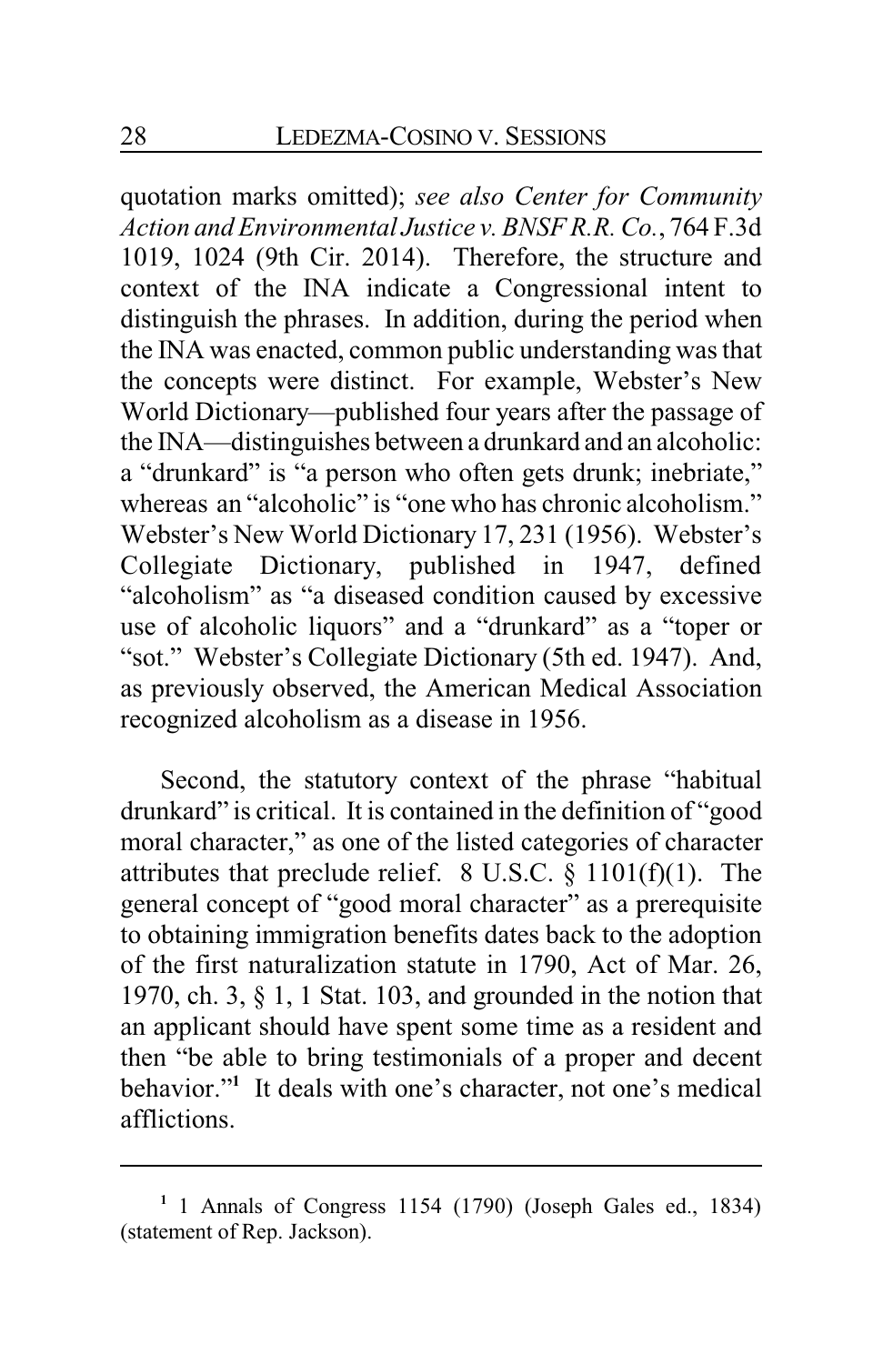quotation marks omitted); *see also Center for Community Action and Environmental Justice v. BNSF R.R. Co.*, 764 F.3d 1019, 1024 (9th Cir. 2014). Therefore, the structure and context of the INA indicate a Congressional intent to distinguish the phrases. In addition, during the period when the INA was enacted, common public understanding was that the concepts were distinct. For example, Webster's New World Dictionary—published four years after the passage of the INA—distinguishes between a drunkard and an alcoholic: a "drunkard" is "a person who often gets drunk; inebriate," whereas an "alcoholic" is "one who has chronic alcoholism." Webster's New World Dictionary 17, 231 (1956). Webster's Collegiate Dictionary, published in 1947, defined "alcoholism" as "a diseased condition caused by excessive use of alcoholic liquors" and a "drunkard" as a "toper or "sot." Webster's Collegiate Dictionary (5th ed. 1947). And, as previously observed, the American Medical Association recognized alcoholism as a disease in 1956.

Second, the statutory context of the phrase "habitual drunkard" is critical. It is contained in the definition of "good moral character," as one of the listed categories of character attributes that preclude relief. 8 U.S.C. § 1101(f)(1). The general concept of "good moral character" as a prerequisite to obtaining immigration benefits dates back to the adoption of the first naturalization statute in 1790, Act of Mar. 26, 1970, ch. 3, § 1, 1 Stat. 103, and grounded in the notion that an applicant should have spent some time as a resident and then "be able to bring testimonials of a proper and decent behavior."[1] It deals with one's character, not one's medical afflictions.

[1] 1 Annals of Congress 1154 (1790) (Joseph Gales ed., 1834) (statement of Rep. Jackson).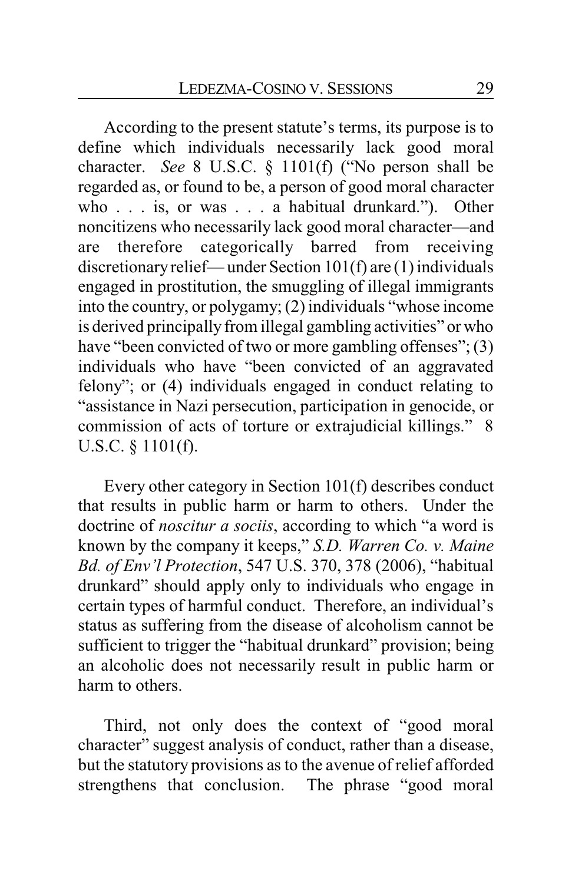According to the present statute's terms, its purpose is to define which individuals necessarily lack good moral character. *See* 8 U.S.C. § 1101(f) ("No person shall be regarded as, or found to be, a person of good moral character who . . . is, or was . . . a habitual drunkard."). Other noncitizens who necessarily lack good moral character—and are therefore categorically barred from receiving discretionary relief— under Section 101(f) are (1) individuals engaged in prostitution, the smuggling of illegal immigrants into the country, or polygamy; (2) individuals "whose income is derived principally from illegal gambling activities" or who have "been convicted of two or more gambling offenses"; (3) individuals who have "been convicted of an aggravated felony"; or (4) individuals engaged in conduct relating to "assistance in Nazi persecution, participation in genocide, or commission of acts of torture or extrajudicial killings." 8 U.S.C. § 1101(f).

Every other category in Section 101(f) describes conduct that results in public harm or harm to others. Under the doctrine of *noscitur a sociis*, according to which "a word is known by the company it keeps," *S.D. Warren Co. v. Maine Bd. of Env'l Protection*, 547 U.S. 370, 378 (2006), "habitual drunkard" should apply only to individuals who engage in certain types of harmful conduct. Therefore, an individual's status as suffering from the disease of alcoholism cannot be sufficient to trigger the "habitual drunkard" provision; being an alcoholic does not necessarily result in public harm or harm to others.

Third, not only does the context of "good moral character" suggest analysis of conduct, rather than a disease, but the statutory provisions as to the avenue of relief afforded strengthens that conclusion. The phrase "good moral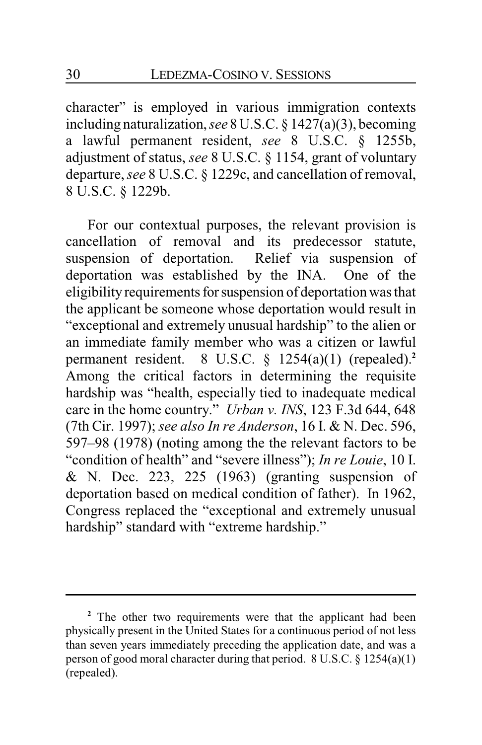character" is employed in various immigration contexts including naturalization, *see* 8 U.S.C. § 1427(a)(3), becoming a lawful permanent resident, *see* 8 U.S.C. § 1255b, adjustment of status, *see* 8 U.S.C. § 1154, grant of voluntary departure, *see* 8 U.S.C. § 1229c, and cancellation of removal, 8 U.S.C. § 1229b.

For our contextual purposes, the relevant provision is cancellation of removal and its predecessor statute, suspension of deportation. Relief via suspension of deportation was established by the INA. One of the eligibility requirements for suspension of deportation was that the applicant be someone whose deportation would result in "exceptional and extremely unusual hardship" to the alien or an immediate family member who was a citizen or lawful permanent resident. 8 U.S.C. § 1254(a)(1) (repealed).[2] Among the critical factors in determining the requisite hardship was "health, especially tied to inadequate medical care in the home country." *Urban v. INS*, 123 F.3d 644, 648 (7th Cir. 1997); *see also In re Anderson*, 16 I. & N. Dec. 596, 597–98 (1978) (noting among the the relevant factors to be "condition of health" and "severe illness"); *In re Louie*, 10 I. & N. Dec. 223, 225 (1963) (granting suspension of deportation based on medical condition of father). In 1962, Congress replaced the "exceptional and extremely unusual hardship" standard with "extreme hardship."

---

[2] The other two requirements were that the applicant had been physically present in the United States for a continuous period of not less than seven years immediately preceding the application date, and was a person of good moral character during that period. 8 U.S.C. § 1254(a)(1) (repealed).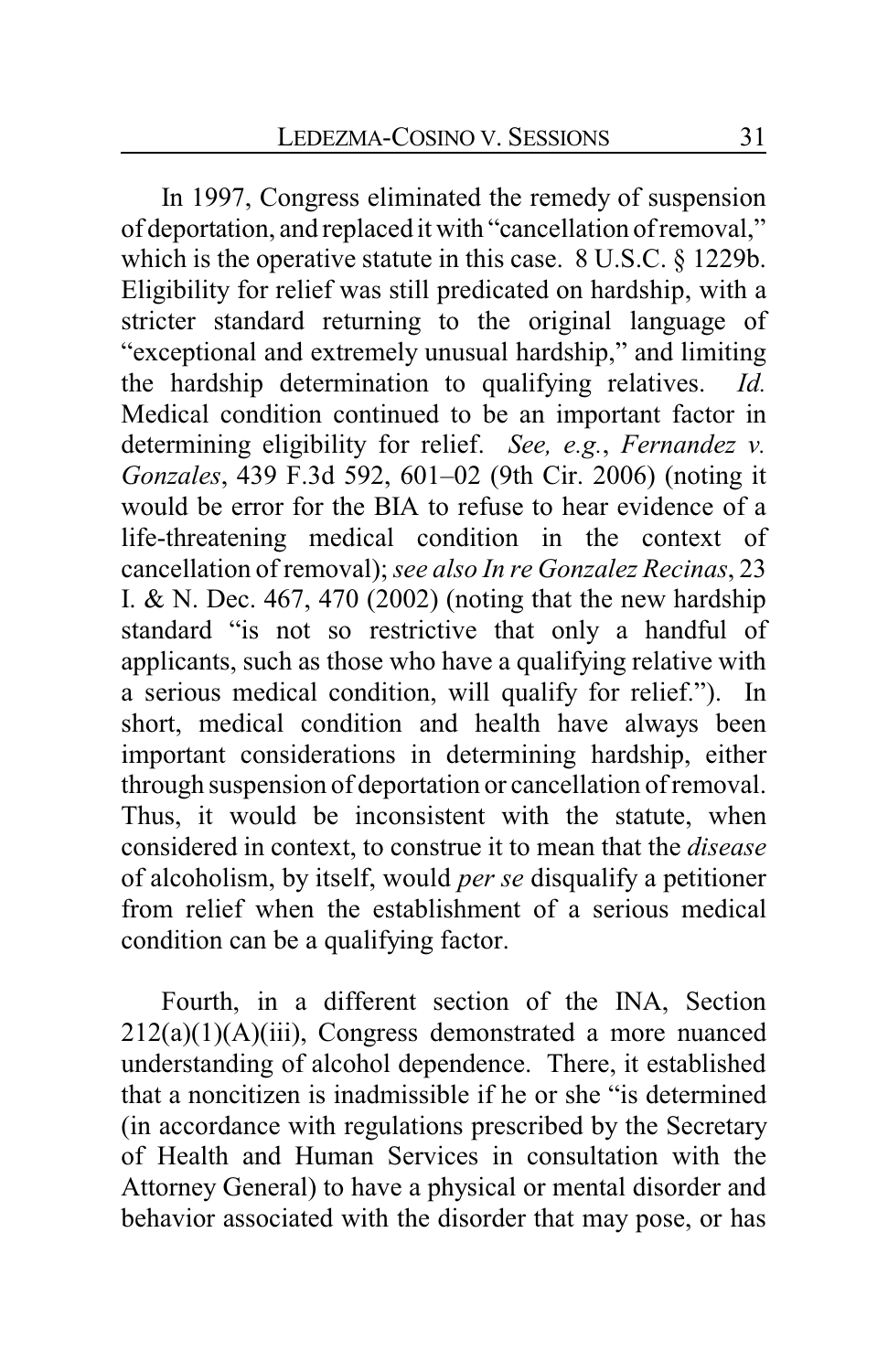In 1997, Congress eliminated the remedy of suspension of deportation, and replaced it with "cancellation of removal," which is the operative statute in this case. 8 U.S.C. § 1229b. Eligibility for relief was still predicated on hardship, with a stricter standard returning to the original language of "exceptional and extremely unusual hardship," and limiting the hardship determination to qualifying relatives. *Id.* Medical condition continued to be an important factor in determining eligibility for relief. *See, e.g.*, *Fernandez v. Gonzales*, 439 F.3d 592, 601–02 (9th Cir. 2006) (noting it would be error for the BIA to refuse to hear evidence of a life-threatening medical condition in the context of cancellation of removal); *see also In re Gonzalez Recinas*, 23 I. & N. Dec. 467, 470 (2002) (noting that the new hardship standard "is not so restrictive that only a handful of applicants, such as those who have a qualifying relative with a serious medical condition, will qualify for relief."). In short, medical condition and health have always been important considerations in determining hardship, either through suspension of deportation or cancellation of removal. Thus, it would be inconsistent with the statute, when considered in context, to construe it to mean that the *disease* of alcoholism, by itself, would *per se* disqualify a petitioner from relief when the establishment of a serious medical condition can be a qualifying factor.

Fourth, in a different section of the INA, Section 212(a)(1)(A)(iii), Congress demonstrated a more nuanced understanding of alcohol dependence. There, it established that a noncitizen is inadmissible if he or she "is determined (in accordance with regulations prescribed by the Secretary of Health and Human Services in consultation with the Attorney General) to have a physical or mental disorder and behavior associated with the disorder that may pose, or has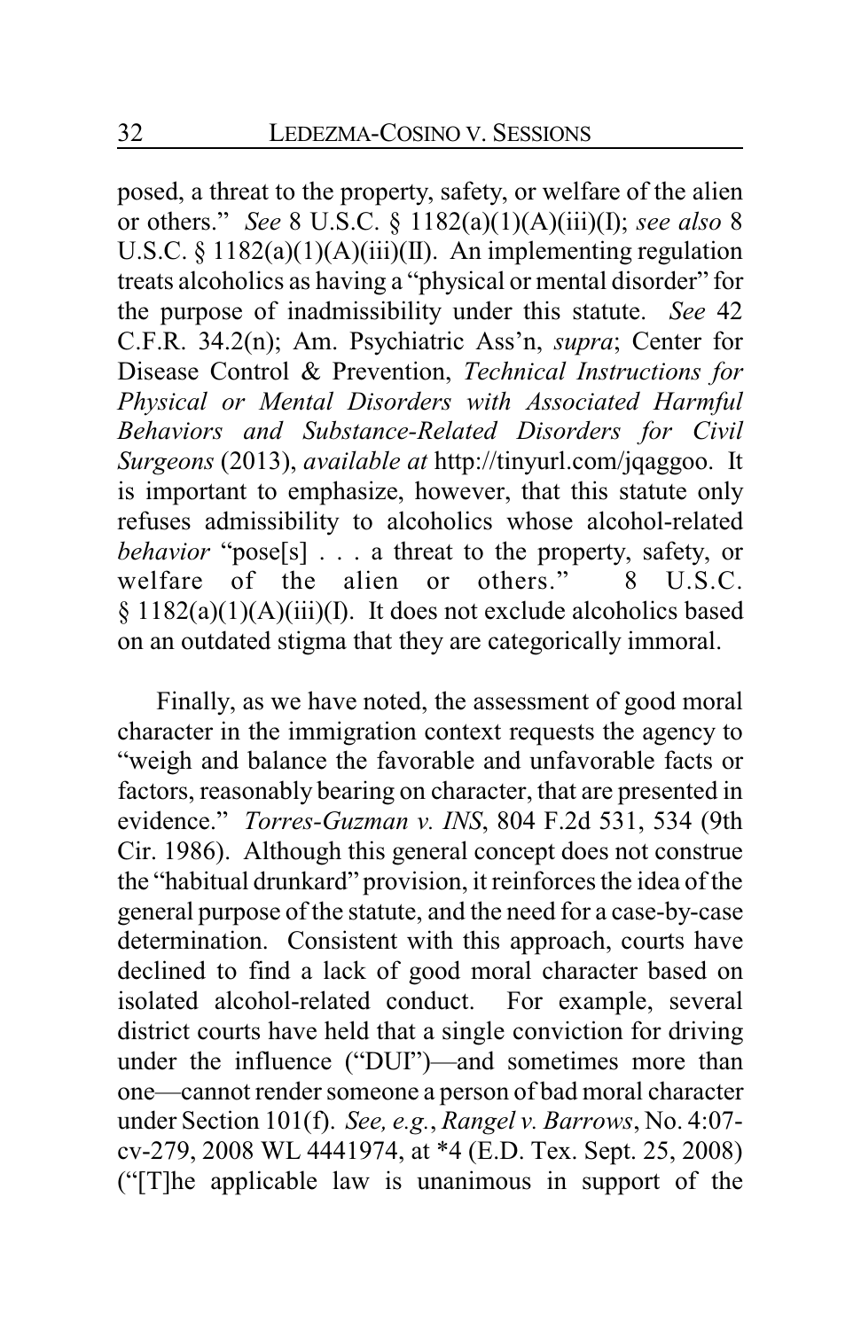posed, a threat to the property, safety, or welfare of the alien or others." *See* 8 U.S.C. § 1182(a)(1)(A)(iii)(I); *see also* 8 U.S.C. § 1182(a)(1)(A)(iii)(II). An implementing regulation treats alcoholics as having a "physical or mental disorder" for the purpose of inadmissibility under this statute. *See* 42 C.F.R. 34.2(n); Am. Psychiatric Ass'n, *supra*; Center for Disease Control & Prevention, *Technical Instructions for Physical or Mental Disorders with Associated Harmful Behaviors and Substance-Related Disorders for Civil Surgeons* (2013), *available at* http://tinyurl.com/jqaggoo. It is important to emphasize, however, that this statute only refuses admissibility to alcoholics whose alcohol-related *behavior* "pose[s] . . . a threat to the property, safety, or welfare of the alien or others." 8 U.S.C. § 1182(a)(1)(A)(iii)(I). It does not exclude alcoholics based on an outdated stigma that they are categorically immoral.

Finally, as we have noted, the assessment of good moral character in the immigration context requests the agency to "weigh and balance the favorable and unfavorable facts or factors, reasonably bearing on character, that are presented in evidence." *Torres-Guzman v. INS*, 804 F.2d 531, 534 (9th Cir. 1986). Although this general concept does not construe the "habitual drunkard" provision, it reinforces the idea of the general purpose of the statute, and the need for a case-by-case determination. Consistent with this approach, courts have declined to find a lack of good moral character based on isolated alcohol-related conduct. For example, several district courts have held that a single conviction for driving under the influence ("DUI")—and sometimes more than one—cannot render someone a person of bad moral character under Section 101(f). *See, e.g.*, *Rangel v. Barrows*, No. 4:07-cv-279, 2008 WL 4441974, at *4 (E.D. Tex. Sept. 25, 2008) ("[T]he applicable law is unanimous in support of the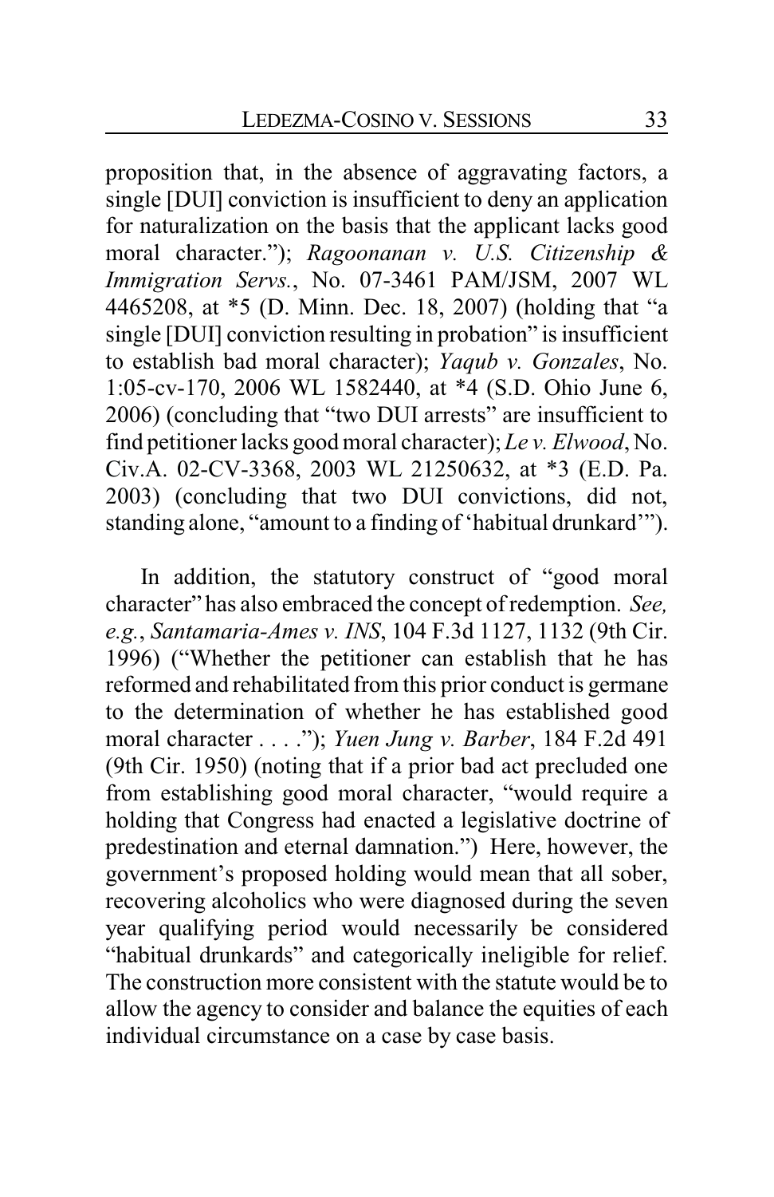proposition that, in the absence of aggravating factors, a single [DUI] conviction is insufficient to deny an application for naturalization on the basis that the applicant lacks good moral character."); *Ragoonanan v. U.S. Citizenship & Immigration Servs.*, No. 07-3461 PAM/JSM, 2007 WL 4465208, at *5 (D. Minn. Dec. 18, 2007) (holding that "a single [DUI] conviction resulting in probation" is insufficient to establish bad moral character); *Yaqub v. Gonzales*, No. 1:05-cv-170, 2006 WL 1582440, at *4 (S.D. Ohio June 6, 2006) (concluding that "two DUI arrests" are insufficient to find petitioner lacks good moral character); *Le v. Elwood*, No. Civ.A. 02-CV-3368, 2003 WL 21250632, at *3 (E.D. Pa. 2003) (concluding that two DUI convictions, did not, standing alone, "amount to a finding of 'habitual drunkard'").

In addition, the statutory construct of "good moral character" has also embraced the concept of redemption. *See, e.g.*, *Santamaria-Ames v. INS*, 104 F.3d 1127, 1132 (9th Cir. 1996) ("Whether the petitioner can establish that he has reformed and rehabilitated from this prior conduct is germane to the determination of whether he has established good moral character . . . ."); *Yuen Jung v. Barber*, 184 F.2d 491 (9th Cir. 1950) (noting that if a prior bad act precluded one from establishing good moral character, "would require a holding that Congress had enacted a legislative doctrine of predestination and eternal damnation.") Here, however, the government's proposed holding would mean that all sober, recovering alcoholics who were diagnosed during the seven year qualifying period would necessarily be considered "habitual drunkards" and categorically ineligible for relief. The construction more consistent with the statute would be to allow the agency to consider and balance the equities of each individual circumstance on a case by case basis.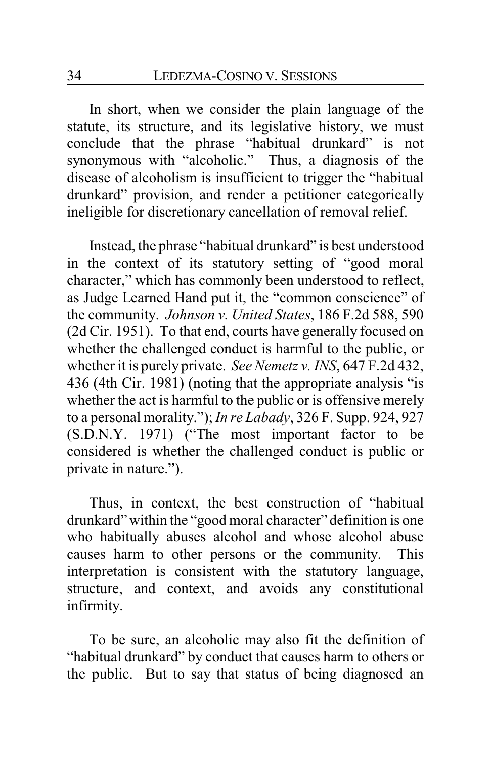In short, when we consider the plain language of the statute, its structure, and its legislative history, we must conclude that the phrase "habitual drunkard" is not synonymous with "alcoholic." Thus, a diagnosis of the disease of alcoholism is insufficient to trigger the "habitual drunkard" provision, and render a petitioner categorically ineligible for discretionary cancellation of removal relief.

Instead, the phrase "habitual drunkard" is best understood in the context of its statutory setting of "good moral character," which has commonly been understood to reflect, as Judge Learned Hand put it, the "common conscience" of the community. *Johnson v. United States*, 186 F.2d 588, 590 (2d Cir. 1951). To that end, courts have generally focused on whether the challenged conduct is harmful to the public, or whether it is purely private. *See Nemetz v. INS*, 647 F.2d 432, 436 (4th Cir. 1981) (noting that the appropriate analysis "is whether the act is harmful to the public or is offensive merely to a personal morality."); *In re Labady*, 326 F. Supp. 924, 927 (S.D.N.Y. 1971) ("The most important factor to be considered is whether the challenged conduct is public or private in nature.").

Thus, in context, the best construction of "habitual drunkard" within the "good moral character" definition is one who habitually abuses alcohol and whose alcohol abuse causes harm to other persons or the community. This interpretation is consistent with the statutory language, structure, and context, and avoids any constitutional infirmity.

To be sure, an alcoholic may also fit the definition of "habitual drunkard" by conduct that causes harm to others or the public. But to say that status of being diagnosed an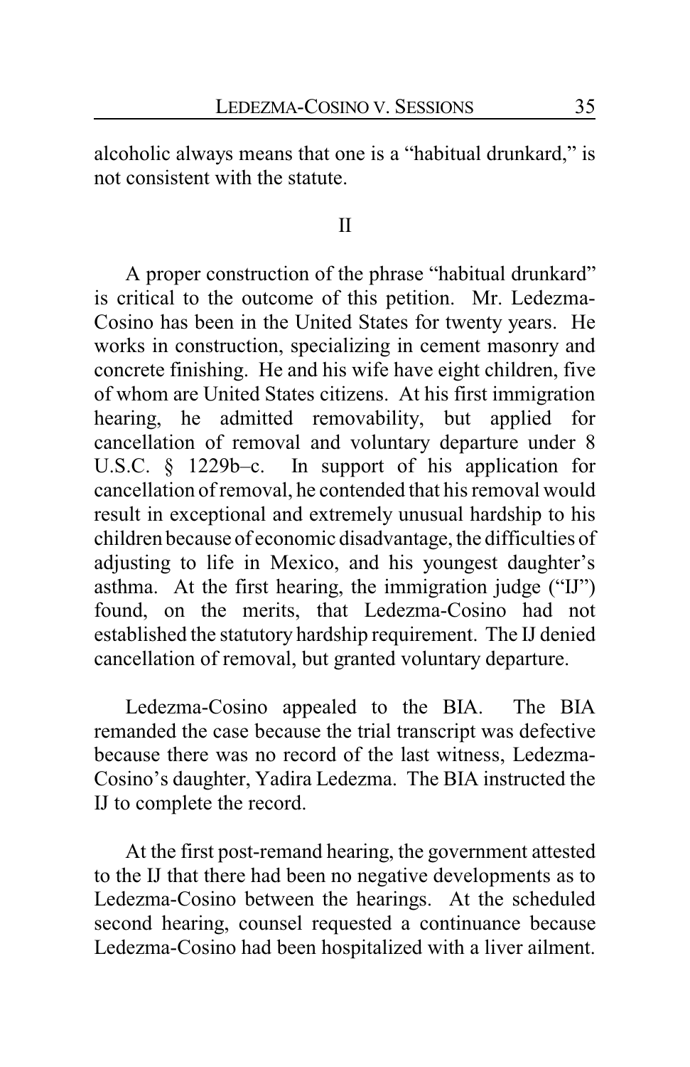alcoholic always means that one is a "habitual drunkard," is not consistent with the statute.

## II

A proper construction of the phrase "habitual drunkard" is critical to the outcome of this petition. Mr. Ledezma-Cosino has been in the United States for twenty years. He works in construction, specializing in cement masonry and concrete finishing. He and his wife have eight children, five of whom are United States citizens. At his first immigration hearing, he admitted removability, but applied for cancellation of removal and voluntary departure under 8 U.S.C. § 1229b–c. In support of his application for cancellation of removal, he contended that his removal would result in exceptional and extremely unusual hardship to his children because of economic disadvantage, the difficulties of adjusting to life in Mexico, and his youngest daughter's asthma. At the first hearing, the immigration judge ("IJ") found, on the merits, that Ledezma-Cosino had not established the statutory hardship requirement. The IJ denied cancellation of removal, but granted voluntary departure.

Ledezma-Cosino appealed to the BIA. The BIA remanded the case because the trial transcript was defective because there was no record of the last witness, Ledezma-Cosino's daughter, Yadira Ledezma. The BIA instructed the IJ to complete the record.

At the first post-remand hearing, the government attested to the IJ that there had been no negative developments as to Ledezma-Cosino between the hearings. At the scheduled second hearing, counsel requested a continuance because Ledezma-Cosino had been hospitalized with a liver ailment.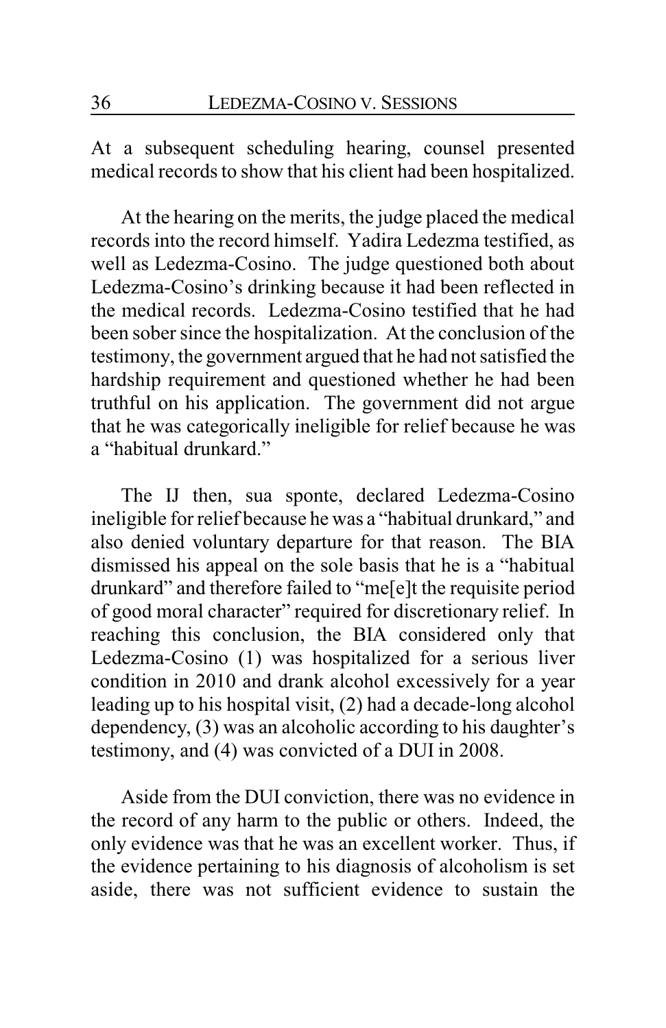At a subsequent scheduling hearing, counsel presented medical records to show that his client had been hospitalized.

At the hearing on the merits, the judge placed the medical records into the record himself. Yadira Ledezma testified, as well as Ledezma-Cosino. The judge questioned both about Ledezma-Cosino's drinking because it had been reflected in the medical records. Ledezma-Cosino testified that he had been sober since the hospitalization. At the conclusion of the testimony, the government argued that he had not satisfied the hardship requirement and questioned whether he had been truthful on his application. The government did not argue that he was categorically ineligible for relief because he was a "habitual drunkard."

The IJ then, sua sponte, declared Ledezma-Cosino ineligible for relief because he was a "habitual drunkard," and also denied voluntary departure for that reason. The BIA dismissed his appeal on the sole basis that he is a "habitual drunkard" and therefore failed to "me[e]t the requisite period of good moral character" required for discretionary relief. In reaching this conclusion, the BIA considered only that Ledezma-Cosino (1) was hospitalized for a serious liver condition in 2010 and drank alcohol excessively for a year leading up to his hospital visit, (2) had a decade-long alcohol dependency, (3) was an alcoholic according to his daughter's testimony, and (4) was convicted of a DUI in 2008.

Aside from the DUI conviction, there was no evidence in the record of any harm to the public or others. Indeed, the only evidence was that he was an excellent worker. Thus, if the evidence pertaining to his diagnosis of alcoholism is set aside, there was not sufficient evidence to sustain the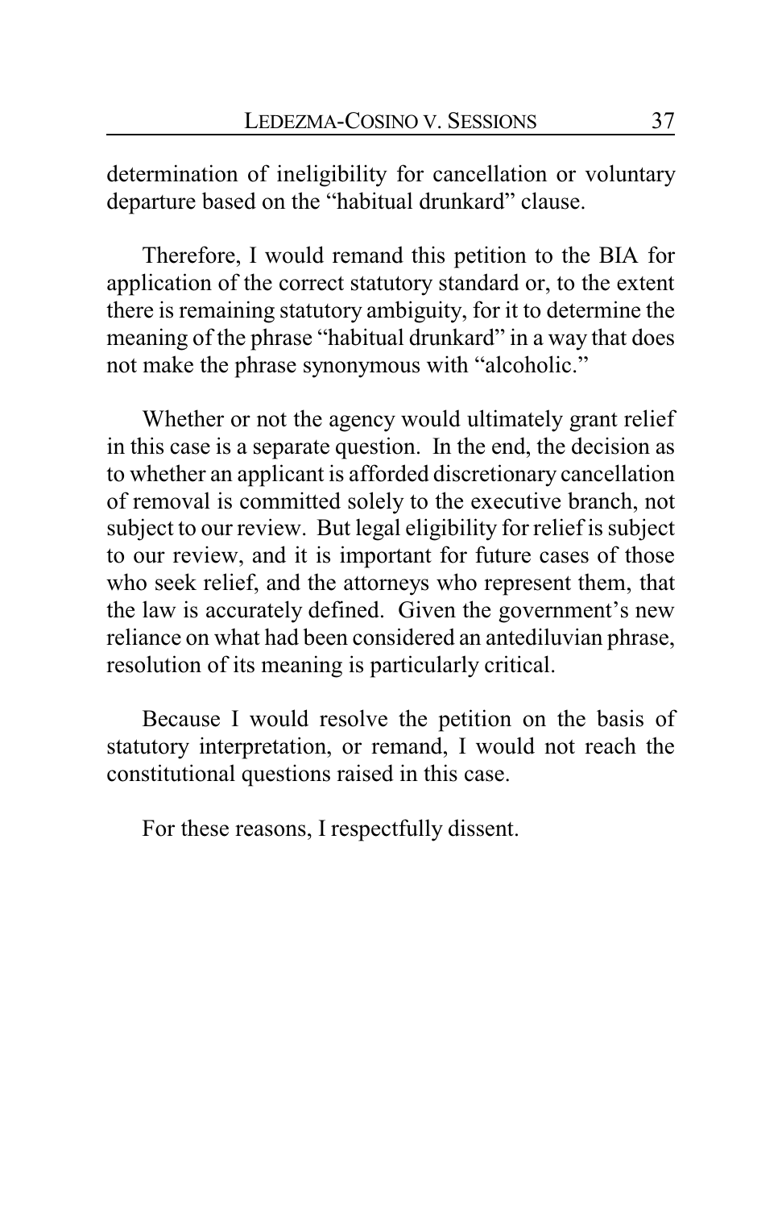determination of ineligibility for cancellation or voluntary departure based on the "habitual drunkard" clause.

Therefore, I would remand this petition to the BIA for application of the correct statutory standard or, to the extent there is remaining statutory ambiguity, for it to determine the meaning of the phrase "habitual drunkard" in a way that does not make the phrase synonymous with "alcoholic."

Whether or not the agency would ultimately grant relief in this case is a separate question. In the end, the decision as to whether an applicant is afforded discretionary cancellation of removal is committed solely to the executive branch, not subject to our review. But legal eligibility for relief is subject to our review, and it is important for future cases of those who seek relief, and the attorneys who represent them, that the law is accurately defined. Given the government's new reliance on what had been considered an antediluvian phrase, resolution of its meaning is particularly critical.

Because I would resolve the petition on the basis of statutory interpretation, or remand, I would not reach the constitutional questions raised in this case.

For these reasons, I respectfully dissent.